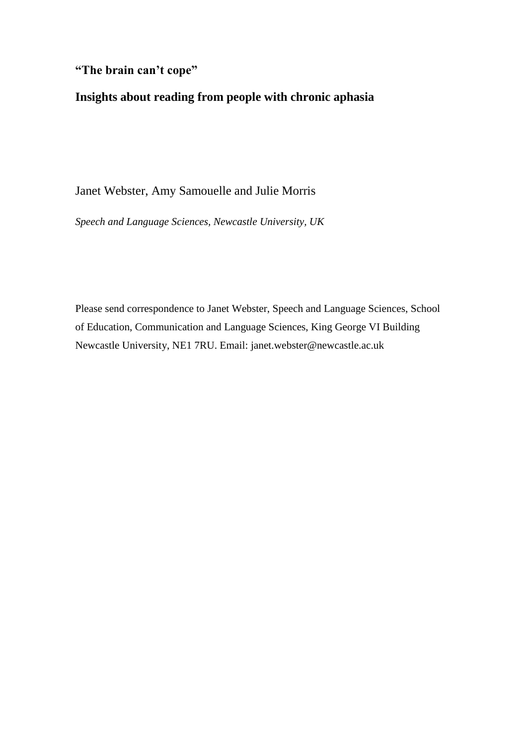# "The brain can't cope"

## Insights about reading from people with chronic aphasia

Janet Webster, Amy Samouelle and Julie Morris

*Speech and Language Sciences, Newcastle University, UK*

Please send correspondence to Janet Webster, Speech and Language Sciences, School of Education, Communication and Language Sciences, King George VI Building Newcastle University, NE1 7RU. Email: janet.webster@newcastle.ac.uk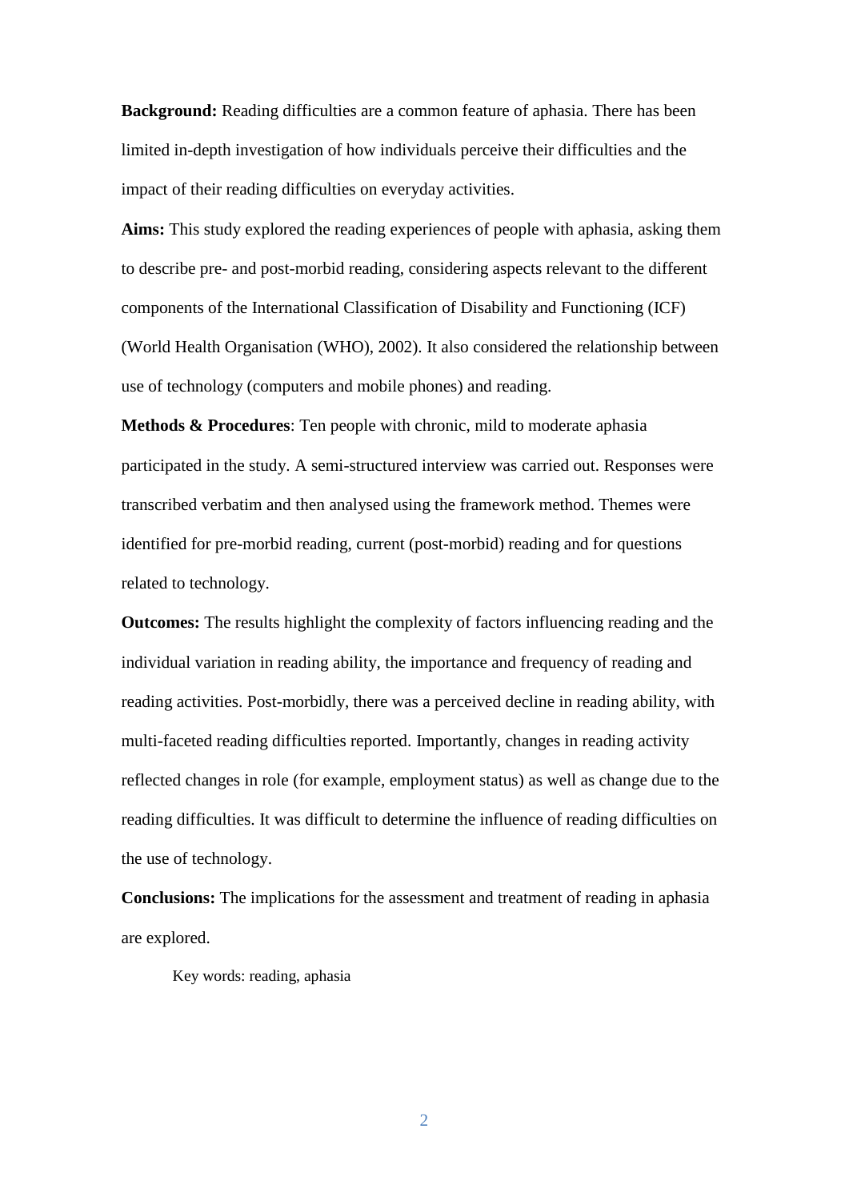**Background:** Reading difficulties are a common feature of aphasia. There has been limited in-depth investigation of how individuals perceive their difficulties and the impact of their reading difficulties on everyday activities.

**Aims:** This study explored the reading experiences of people with aphasia, asking them to describe pre- and post-morbid reading, considering aspects relevant to the different components of the International Classification of Disability and Functioning (ICF) (World Health Organisation (WHO), 2002). It also considered the relationship between use of technology (computers and mobile phones) and reading.

**Methods & Procedures**: Ten people with chronic, mild to moderate aphasia participated in the study. A semi-structured interview was carried out. Responses were transcribed verbatim and then analysed using the framework method. Themes were identified for pre-morbid reading, current (post-morbid) reading and for questions related to technology.

**Outcomes:** The results highlight the complexity of factors influencing reading and the individual variation in reading ability, the importance and frequency of reading and reading activities. Post-morbidly, there was a perceived decline in reading ability, with multi-faceted reading difficulties reported. Importantly, changes in reading activity reflected changes in role (for example, employment status) as well as change due to the reading difficulties. It was difficult to determine the influence of reading difficulties on the use of technology.

**Conclusions:** The implications for the assessment and treatment of reading in aphasia are explored.

Key words: reading, aphasia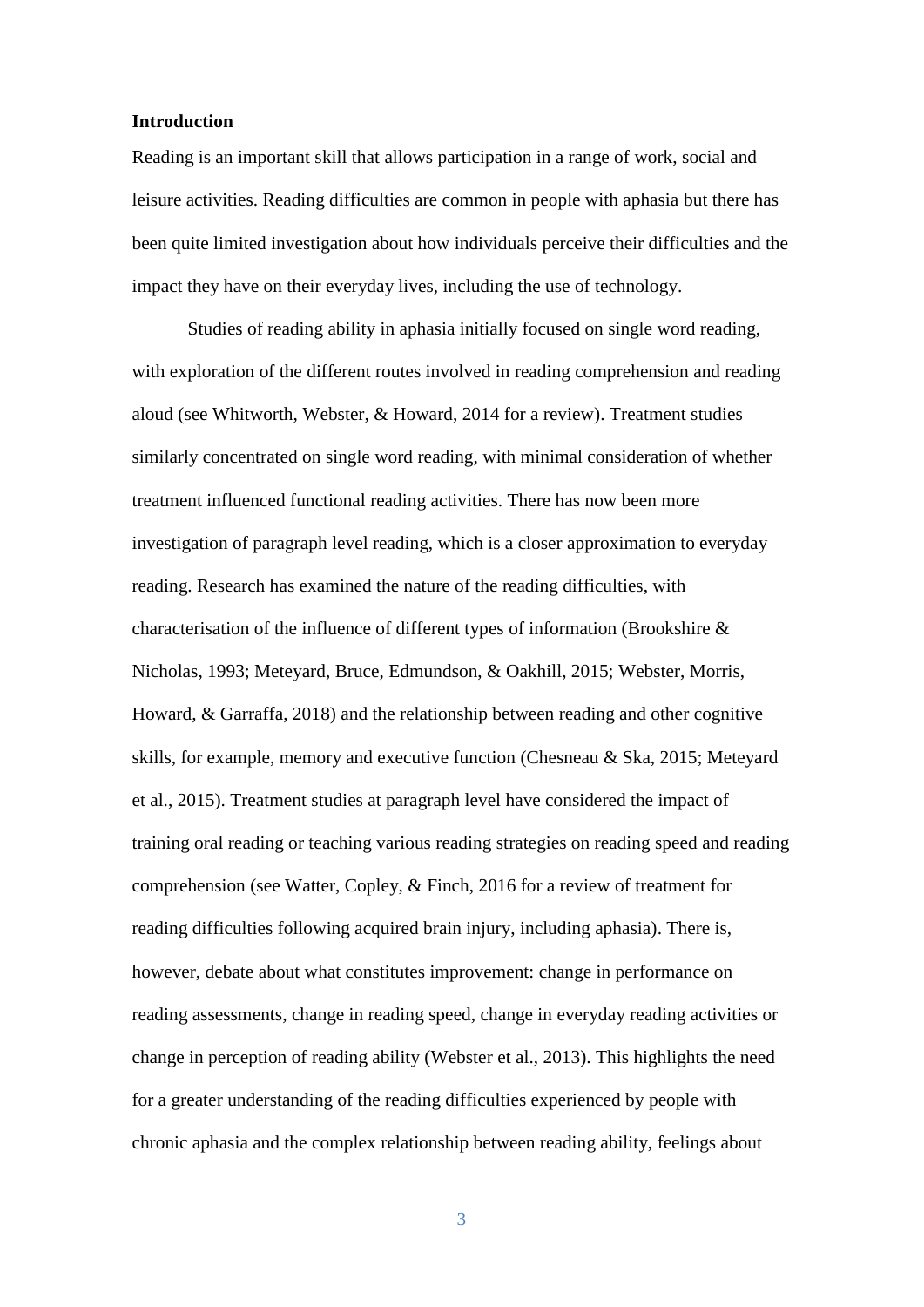**Introduction**

Reading is an important skill that allows participation in a range of work, social and leisure activities. Reading difficulties are common in people with aphasia but there has been quite limited investigation about how individuals perceive their difficulties and the impact they have on their everyday lives, including the use of technology.

Studies of reading ability in aphasia initially focused on single word reading, with exploration of the different routes involved in reading comprehension and reading aloud (see Whitworth, Webster, & Howard, 2014 for a review). Treatment studies similarly concentrated on single word reading, with minimal consideration of whether treatment influenced functional reading activities. There has now been more investigation of paragraph level reading, which is a closer approximation to everyday reading. Research has examined the nature of the reading difficulties, with characterisation of the influence of different types of information (Brookshire & Nicholas, 1993; Meteyard, Bruce, Edmundson, & Oakhill, 2015; Webster, Morris, Howard, & Garraffa, 2018) and the relationship between reading and other cognitive skills, for example, memory and executive function (Chesneau & Ska, 2015; Meteyard et al., 2015). Treatment studies at paragraph level have considered the impact of training oral reading or teaching various reading strategies on reading speed and reading comprehension (see Watter, Copley, & Finch, 2016 for a review of treatment for reading difficulties following acquired brain injury, including aphasia). There is, however, debate about what constitutes improvement: change in performance on reading assessments, change in reading speed, change in everyday reading activities or change in perception of reading ability (Webster et al., 2013). This highlights the need for a greater understanding of the reading difficulties experienced by people with chronic aphasia and the complex relationship between reading ability, feelings about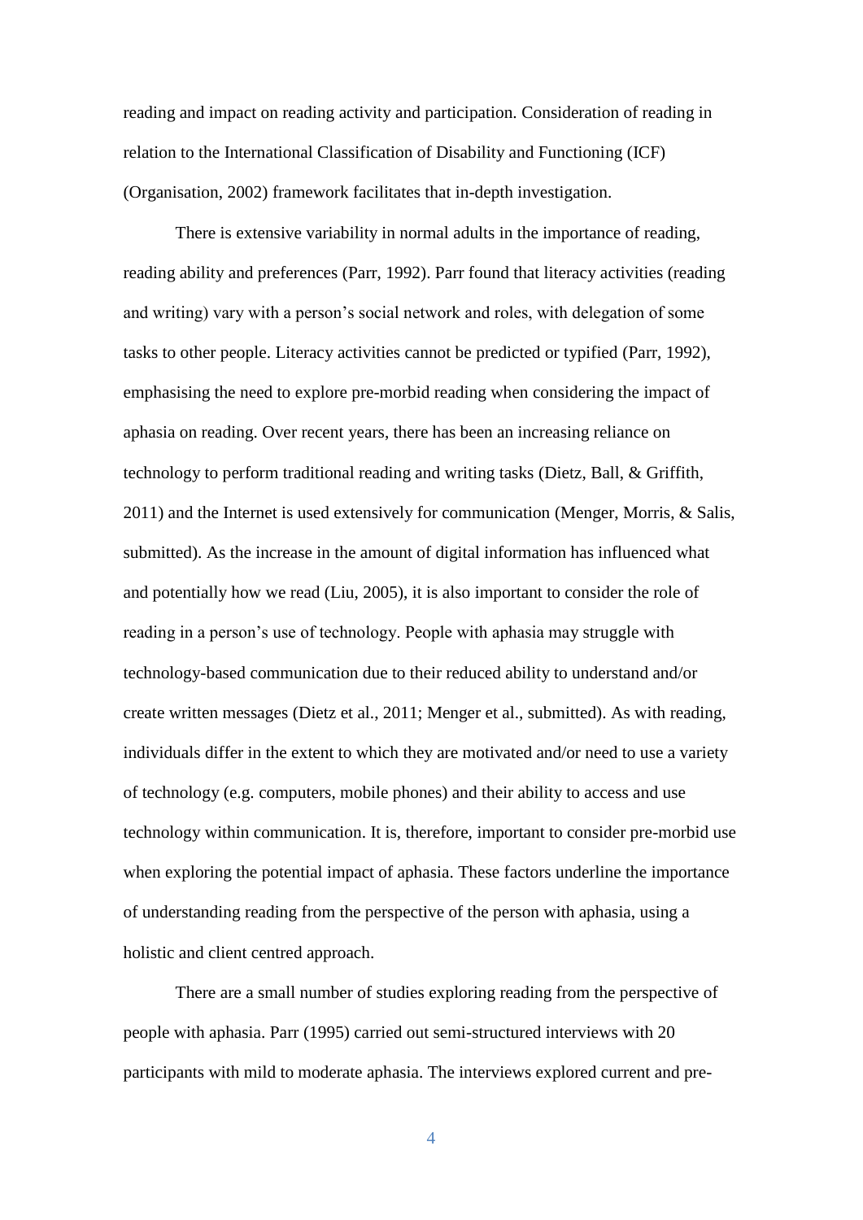reading and impact on reading activity and participation. Consideration of reading in relation to the International Classification of Disability and Functioning (ICF) (Organisation, 2002) framework facilitates that in-depth investigation.

There is extensive variability in normal adults in the importance of reading, reading ability and preferences (Parr, 1992). Parr found that literacy activities (reading and writing) vary with a person's social network and roles, with delegation of some tasks to other people. Literacy activities cannot be predicted or typified (Parr, 1992), emphasising the need to explore pre-morbid reading when considering the impact of aphasia on reading. Over recent years, there has been an increasing reliance on technology to perform traditional reading and writing tasks (Dietz, Ball, & Griffith, 2011) and the Internet is used extensively for communication (Menger, Morris, & Salis, submitted). As the increase in the amount of digital information has influenced what and potentially how we read (Liu, 2005), it is also important to consider the role of reading in a person's use of technology. People with aphasia may struggle with technology-based communication due to their reduced ability to understand and/or create written messages (Dietz et al., 2011; Menger et al., submitted). As with reading, individuals differ in the extent to which they are motivated and/or need to use a variety of technology (e.g. computers, mobile phones) and their ability to access and use technology within communication. It is, therefore, important to consider pre-morbid use when exploring the potential impact of aphasia. These factors underline the importance of understanding reading from the perspective of the person with aphasia, using a holistic and client centred approach.

There are a small number of studies exploring reading from the perspective of people with aphasia. Parr (1995) carried out semi-structured interviews with 20 participants with mild to moderate aphasia. The interviews explored current and pre-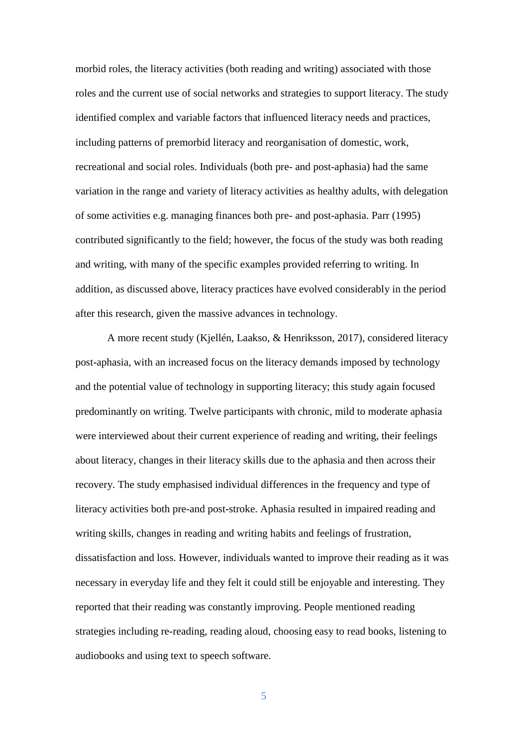morbid roles, the literacy activities (both reading and writing) associated with those roles and the current use of social networks and strategies to support literacy. The study identified complex and variable factors that influenced literacy needs and practices, including patterns of premorbid literacy and reorganisation of domestic, work, recreational and social roles. Individuals (both pre- and post-aphasia) had the same variation in the range and variety of literacy activities as healthy adults, with delegation of some activities e.g. managing finances both pre- and post-aphasia. Parr (1995) contributed significantly to the field; however, the focus of the study was both reading and writing, with many of the specific examples provided referring to writing. In addition, as discussed above, literacy practices have evolved considerably in the period after this research, given the massive advances in technology.

A more recent study (Kjellén, Laakso, & Henriksson, 2017), considered literacy post-aphasia, with an increased focus on the literacy demands imposed by technology and the potential value of technology in supporting literacy; this study again focused predominantly on writing. Twelve participants with chronic, mild to moderate aphasia were interviewed about their current experience of reading and writing, their feelings about literacy, changes in their literacy skills due to the aphasia and then across their recovery. The study emphasised individual differences in the frequency and type of literacy activities both pre-and post-stroke. Aphasia resulted in impaired reading and writing skills, changes in reading and writing habits and feelings of frustration, dissatisfaction and loss. However, individuals wanted to improve their reading as it was necessary in everyday life and they felt it could still be enjoyable and interesting. They reported that their reading was constantly improving. People mentioned reading strategies including re-reading, reading aloud, choosing easy to read books, listening to audiobooks and using text to speech software.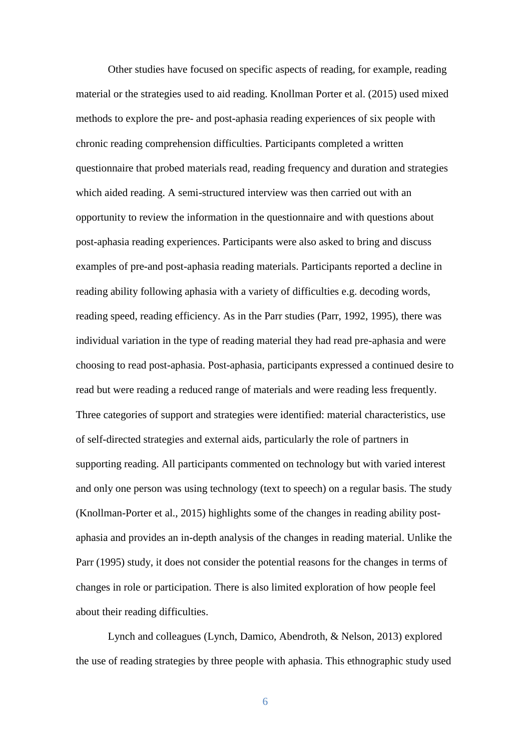Other studies have focused on specific aspects of reading, for example, reading material or the strategies used to aid reading. Knollman Porter et al. (2015) used mixed methods to explore the pre- and post-aphasia reading experiences of six people with chronic reading comprehension difficulties. Participants completed a written questionnaire that probed materials read, reading frequency and duration and strategies which aided reading. A semi-structured interview was then carried out with an opportunity to review the information in the questionnaire and with questions about post-aphasia reading experiences. Participants were also asked to bring and discuss examples of pre-and post-aphasia reading materials. Participants reported a decline in reading ability following aphasia with a variety of difficulties e.g. decoding words, reading speed, reading efficiency. As in the Parr studies (Parr, 1992, 1995), there was individual variation in the type of reading material they had read pre-aphasia and were choosing to read post-aphasia. Post-aphasia, participants expressed a continued desire to read but were reading a reduced range of materials and were reading less frequently. Three categories of support and strategies were identified: material characteristics, use of self-directed strategies and external aids, particularly the role of partners in supporting reading. All participants commented on technology but with varied interest and only one person was using technology (text to speech) on a regular basis. The study (Knollman-Porter et al., 2015) highlights some of the changes in reading ability post-aphasia and provides an in-depth analysis of the changes in reading material. Unlike the Parr (1995) study, it does not consider the potential reasons for the changes in terms of changes in role or participation. There is also limited exploration of how people feel about their reading difficulties.

Lynch and colleagues (Lynch, Damico, Abendroth, & Nelson, 2013) explored the use of reading strategies by three people with aphasia. This ethnographic study used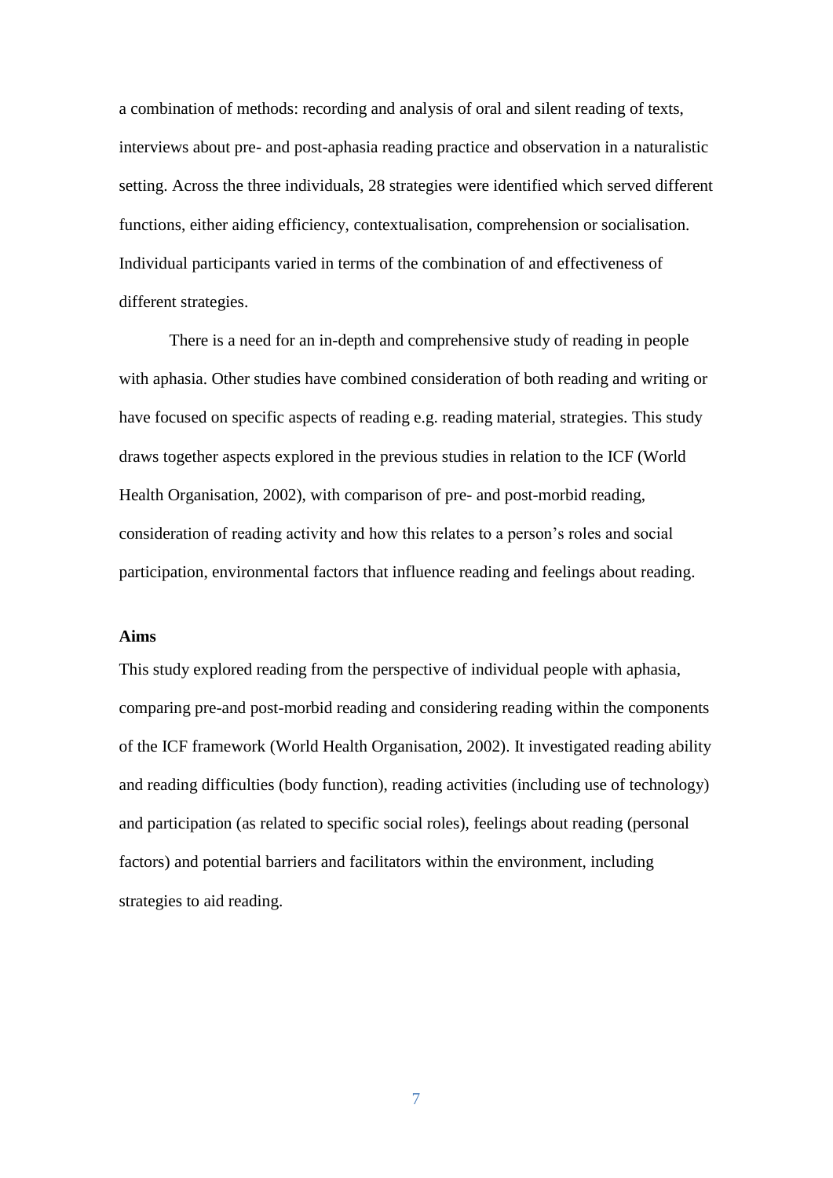a combination of methods: recording and analysis of oral and silent reading of texts, interviews about pre- and post-aphasia reading practice and observation in a naturalistic setting. Across the three individuals, 28 strategies were identified which served different functions, either aiding efficiency, contextualisation, comprehension or socialisation. Individual participants varied in terms of the combination of and effectiveness of different strategies.

There is a need for an in-depth and comprehensive study of reading in people with aphasia. Other studies have combined consideration of both reading and writing or have focused on specific aspects of reading e.g. reading material, strategies. This study draws together aspects explored in the previous studies in relation to the ICF (World Health Organisation, 2002), with comparison of pre- and post-morbid reading, consideration of reading activity and how this relates to a person's roles and social participation, environmental factors that influence reading and feelings about reading.

**Aims**

This study explored reading from the perspective of individual people with aphasia, comparing pre-and post-morbid reading and considering reading within the components of the ICF framework (World Health Organisation, 2002). It investigated reading ability and reading difficulties (body function), reading activities (including use of technology) and participation (as related to specific social roles), feelings about reading (personal factors) and potential barriers and facilitators within the environment, including strategies to aid reading.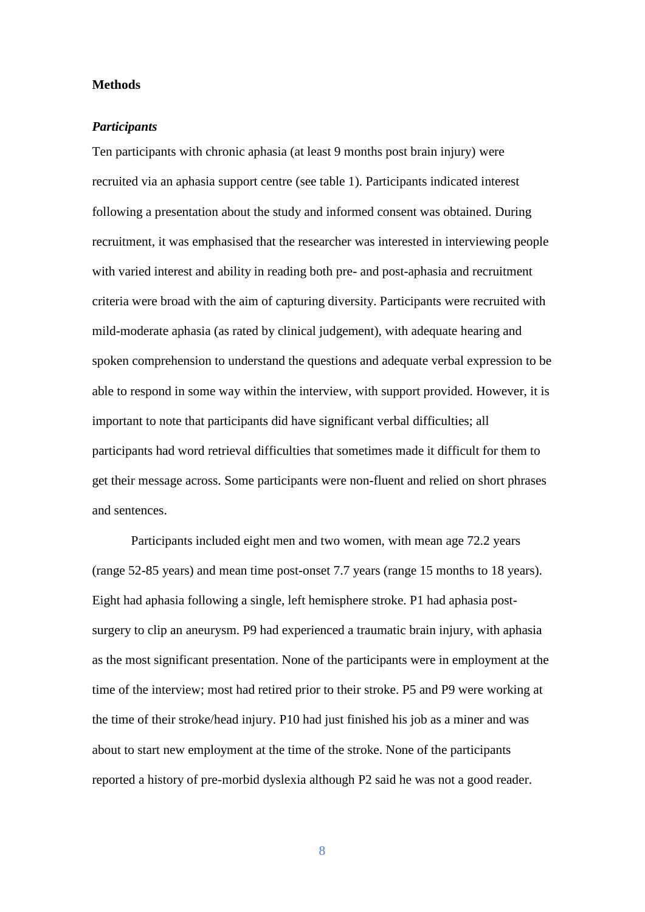## Methods

### *Participants*

Ten participants with chronic aphasia (at least 9 months post brain injury) were recruited via an aphasia support centre (see table 1). Participants indicated interest following a presentation about the study and informed consent was obtained. During recruitment, it was emphasised that the researcher was interested in interviewing people with varied interest and ability in reading both pre- and post-aphasia and recruitment criteria were broad with the aim of capturing diversity. Participants were recruited with mild-moderate aphasia (as rated by clinical judgement), with adequate hearing and spoken comprehension to understand the questions and adequate verbal expression to be able to respond in some way within the interview, with support provided. However, it is important to note that participants did have significant verbal difficulties; all participants had word retrieval difficulties that sometimes made it difficult for them to get their message across. Some participants were non-fluent and relied on short phrases and sentences.

Participants included eight men and two women, with mean age 72.2 years (range 52-85 years) and mean time post-onset 7.7 years (range 15 months to 18 years). Eight had aphasia following a single, left hemisphere stroke. P1 had aphasia post-surgery to clip an aneurysm. P9 had experienced a traumatic brain injury, with aphasia as the most significant presentation. None of the participants were in employment at the time of the interview; most had retired prior to their stroke. P5 and P9 were working at the time of their stroke/head injury. P10 had just finished his job as a miner and was about to start new employment at the time of the stroke. None of the participants reported a history of pre-morbid dyslexia although P2 said he was not a good reader.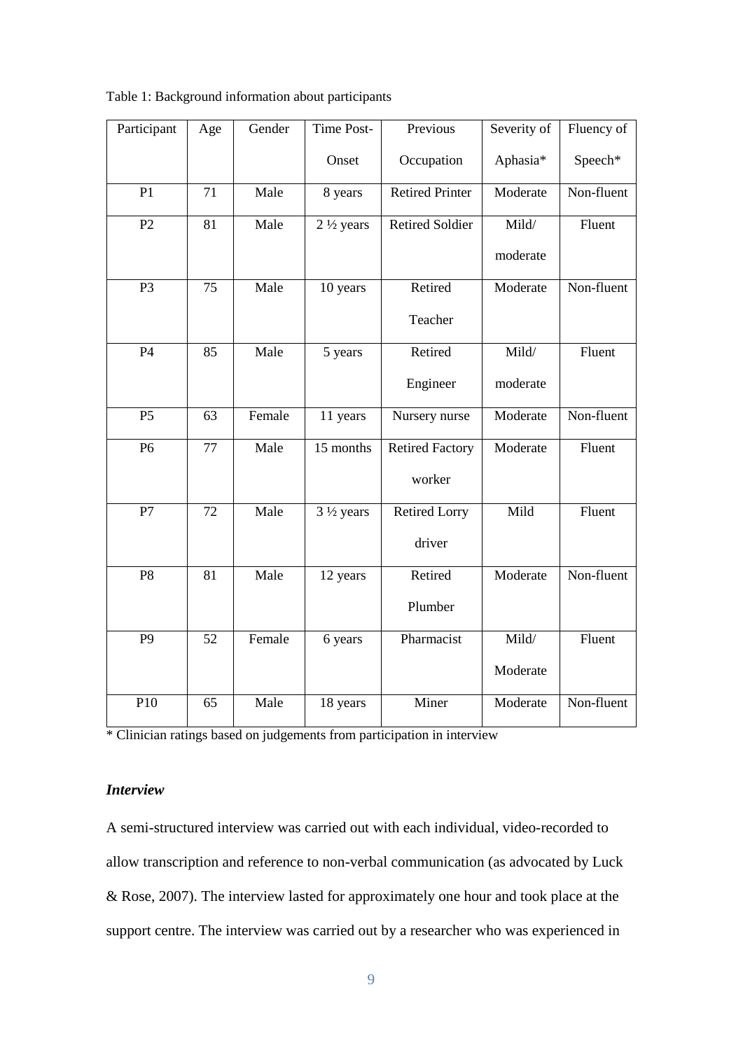Table 1: Background information about participants

| Participant | Age | Gender | Time Post-Onset | Previous Occupation | Severity of Aphasia* | Fluency of Speech* |
|---|---|---|---|---|---|---|
| P1 | 71 | Male | 8 years | Retired Printer | Moderate | Non-fluent |
| P2 | 81 | Male | 2 ½ years | Retired Soldier | Mild/ moderate | Fluent |
| P3 | 75 | Male | 10 years | Retired Teacher | Moderate | Non-fluent |
| P4 | 85 | Male | 5 years | Retired Engineer | Mild/ moderate | Fluent |
| P5 | 63 | Female | 11 years | Nursery nurse | Moderate | Non-fluent |
| P6 | 77 | Male | 15 months | Retired Factory worker | Moderate | Fluent |
| P7 | 72 | Male | 3 ½ years | Retired Lorry driver | Mild | Fluent |
| P8 | 81 | Male | 12 years | Retired Plumber | Moderate | Non-fluent |
| P9 | 52 | Female | 6 years | Pharmacist | Mild/ Moderate | Fluent |
| P10 | 65 | Male | 18 years | Miner | Moderate | Non-fluent |

* Clinician ratings based on judgements from participation in interview

### *Interview*

A semi-structured interview was carried out with each individual, video-recorded to allow transcription and reference to non-verbal communication (as advocated by Luck & Rose, 2007). The interview lasted for approximately one hour and took place at the support centre. The interview was carried out by a researcher who was experienced in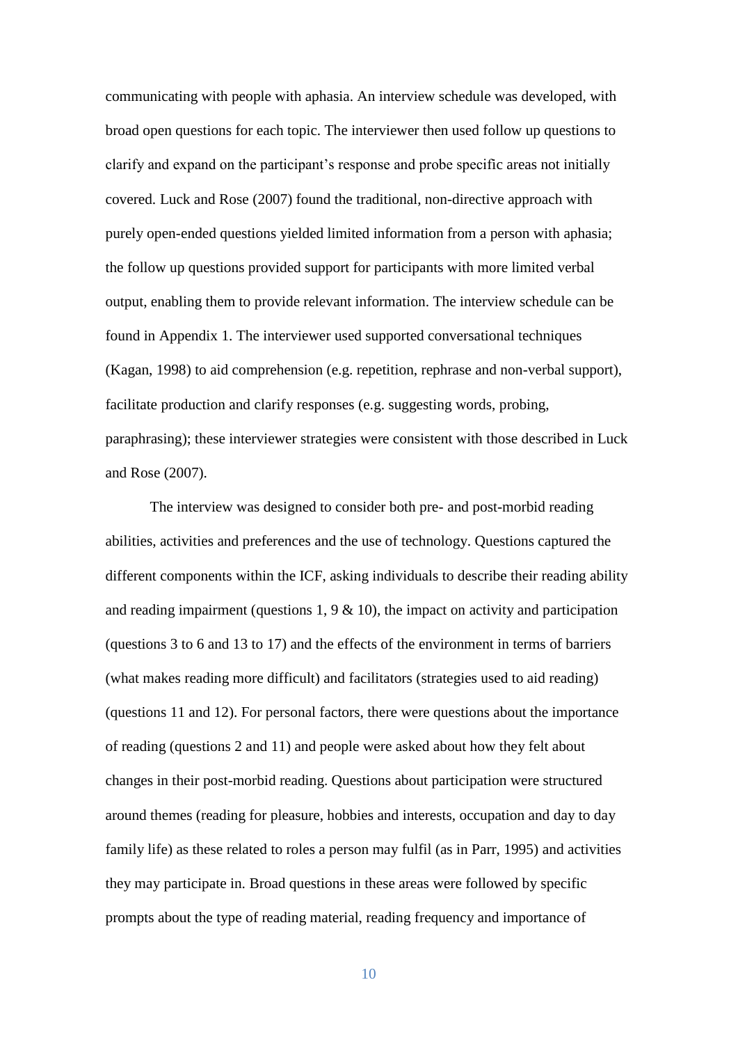communicating with people with aphasia. An interview schedule was developed, with broad open questions for each topic. The interviewer then used follow up questions to clarify and expand on the participant's response and probe specific areas not initially covered. Luck and Rose (2007) found the traditional, non-directive approach with purely open-ended questions yielded limited information from a person with aphasia; the follow up questions provided support for participants with more limited verbal output, enabling them to provide relevant information. The interview schedule can be found in Appendix 1. The interviewer used supported conversational techniques (Kagan, 1998) to aid comprehension (e.g. repetition, rephrase and non-verbal support), facilitate production and clarify responses (e.g. suggesting words, probing, paraphrasing); these interviewer strategies were consistent with those described in Luck and Rose (2007).

The interview was designed to consider both pre- and post-morbid reading abilities, activities and preferences and the use of technology. Questions captured the different components within the ICF, asking individuals to describe their reading ability and reading impairment (questions 1, 9 & 10), the impact on activity and participation (questions 3 to 6 and 13 to 17) and the effects of the environment in terms of barriers (what makes reading more difficult) and facilitators (strategies used to aid reading) (questions 11 and 12). For personal factors, there were questions about the importance of reading (questions 2 and 11) and people were asked about how they felt about changes in their post-morbid reading. Questions about participation were structured around themes (reading for pleasure, hobbies and interests, occupation and day to day family life) as these related to roles a person may fulfil (as in Parr, 1995) and activities they may participate in. Broad questions in these areas were followed by specific prompts about the type of reading material, reading frequency and importance of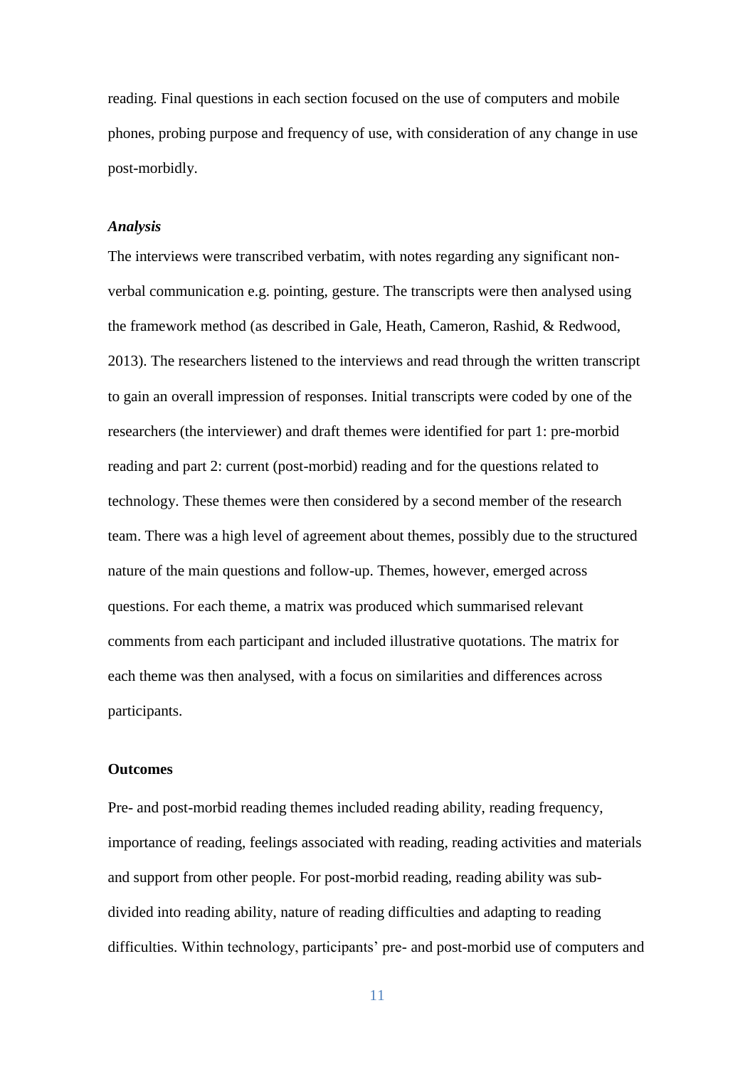reading. Final questions in each section focused on the use of computers and mobile phones, probing purpose and frequency of use, with consideration of any change in use post-morbidly.

***Analysis***

The interviews were transcribed verbatim, with notes regarding any significant non-verbal communication e.g. pointing, gesture. The transcripts were then analysed using the framework method (as described in Gale, Heath, Cameron, Rashid, & Redwood, 2013). The researchers listened to the interviews and read through the written transcript to gain an overall impression of responses. Initial transcripts were coded by one of the researchers (the interviewer) and draft themes were identified for part 1: pre-morbid reading and part 2: current (post-morbid) reading and for the questions related to technology. These themes were then considered by a second member of the research team. There was a high level of agreement about themes, possibly due to the structured nature of the main questions and follow-up. Themes, however, emerged across questions. For each theme, a matrix was produced which summarised relevant comments from each participant and included illustrative quotations. The matrix for each theme was then analysed, with a focus on similarities and differences across participants.

**Outcomes**

Pre- and post-morbid reading themes included reading ability, reading frequency, importance of reading, feelings associated with reading, reading activities and materials and support from other people. For post-morbid reading, reading ability was sub-divided into reading ability, nature of reading difficulties and adapting to reading difficulties. Within technology, participants' pre- and post-morbid use of computers and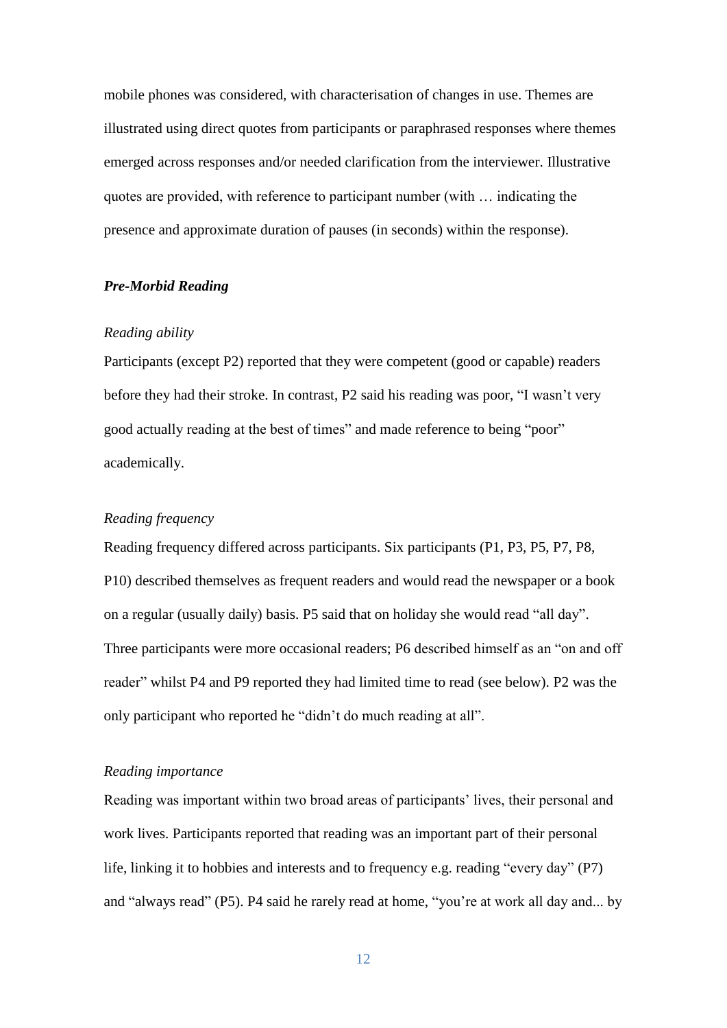mobile phones was considered, with characterisation of changes in use. Themes are illustrated using direct quotes from participants or paraphrased responses where themes emerged across responses and/or needed clarification from the interviewer. Illustrative quotes are provided, with reference to participant number (with … indicating the presence and approximate duration of pauses (in seconds) within the response).

### *Pre-Morbid Reading*

#### *Reading ability*

Participants (except P2) reported that they were competent (good or capable) readers before they had their stroke. In contrast, P2 said his reading was poor, "I wasn't very good actually reading at the best of times" and made reference to being "poor" academically.

#### *Reading frequency*

Reading frequency differed across participants. Six participants (P1, P3, P5, P7, P8, P10) described themselves as frequent readers and would read the newspaper or a book on a regular (usually daily) basis. P5 said that on holiday she would read "all day". Three participants were more occasional readers; P6 described himself as an "on and off reader" whilst P4 and P9 reported they had limited time to read (see below). P2 was the only participant who reported he "didn't do much reading at all".

#### *Reading importance*

Reading was important within two broad areas of participants' lives, their personal and work lives. Participants reported that reading was an important part of their personal life, linking it to hobbies and interests and to frequency e.g. reading "every day" (P7) and "always read" (P5). P4 said he rarely read at home, "you're at work all day and... by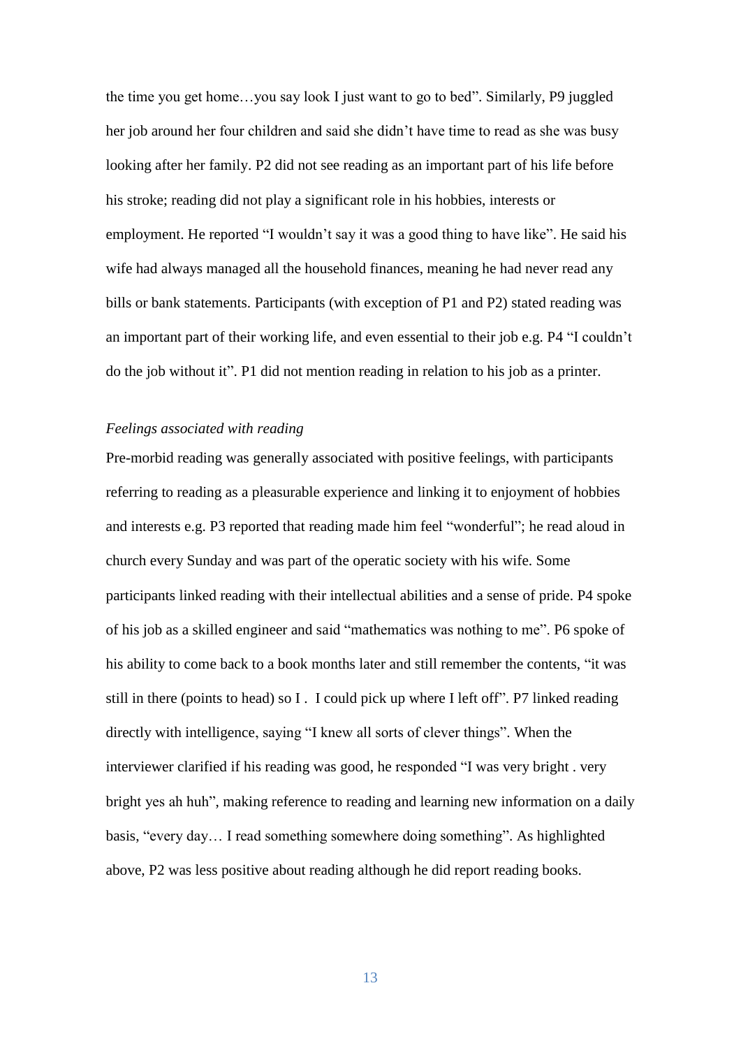the time you get home…you say look I just want to go to bed". Similarly, P9 juggled her job around her four children and said she didn't have time to read as she was busy looking after her family. P2 did not see reading as an important part of his life before his stroke; reading did not play a significant role in his hobbies, interests or employment. He reported "I wouldn't say it was a good thing to have like". He said his wife had always managed all the household finances, meaning he had never read any bills or bank statements. Participants (with exception of P1 and P2) stated reading was an important part of their working life, and even essential to their job e.g. P4 "I couldn't do the job without it". P1 did not mention reading in relation to his job as a printer.

*Feelings associated with reading*

Pre-morbid reading was generally associated with positive feelings, with participants referring to reading as a pleasurable experience and linking it to enjoyment of hobbies and interests e.g. P3 reported that reading made him feel "wonderful"; he read aloud in church every Sunday and was part of the operatic society with his wife. Some participants linked reading with their intellectual abilities and a sense of pride. P4 spoke of his job as a skilled engineer and said "mathematics was nothing to me". P6 spoke of his ability to come back to a book months later and still remember the contents, "it was still in there (points to head) so I .  I could pick up where I left off". P7 linked reading directly with intelligence, saying "I knew all sorts of clever things". When the interviewer clarified if his reading was good, he responded "I was very bright . very bright yes ah huh", making reference to reading and learning new information on a daily basis, "every day… I read something somewhere doing something". As highlighted above, P2 was less positive about reading although he did report reading books.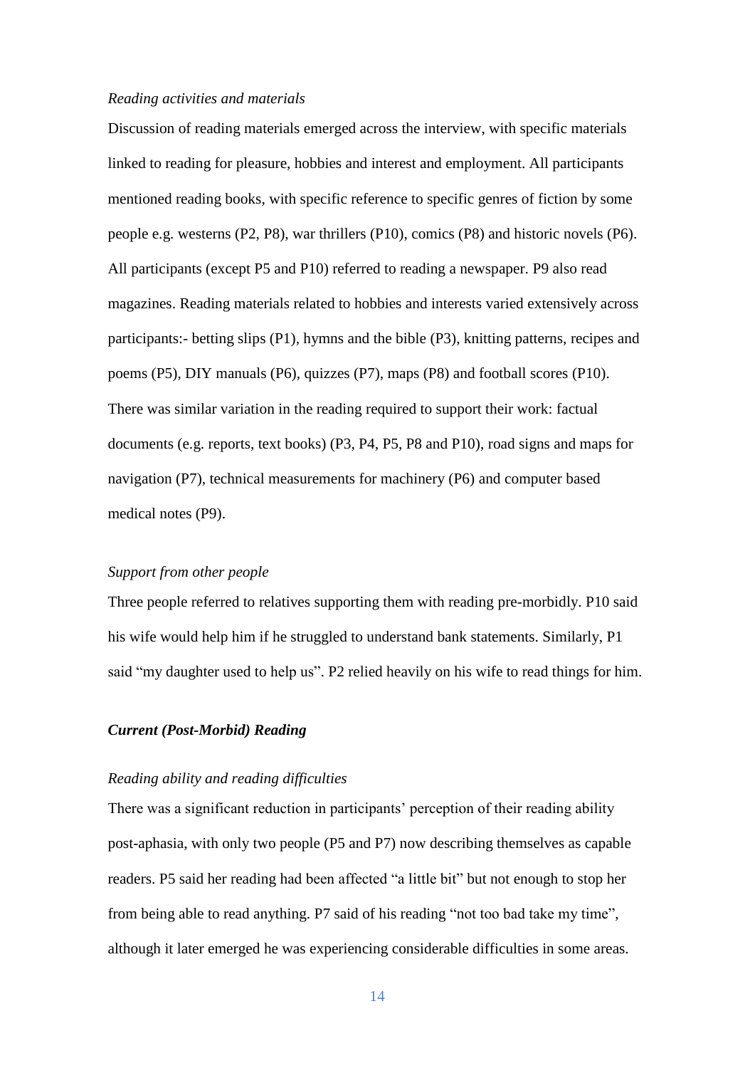*Reading activities and materials*

Discussion of reading materials emerged across the interview, with specific materials linked to reading for pleasure, hobbies and interest and employment. All participants mentioned reading books, with specific reference to specific genres of fiction by some people e.g. westerns (P2, P8), war thrillers (P10), comics (P8) and historic novels (P6). All participants (except P5 and P10) referred to reading a newspaper. P9 also read magazines. Reading materials related to hobbies and interests varied extensively across participants:- betting slips (P1), hymns and the bible (P3), knitting patterns, recipes and poems (P5), DIY manuals (P6), quizzes (P7), maps (P8) and football scores (P10). There was similar variation in the reading required to support their work: factual documents (e.g. reports, text books) (P3, P4, P5, P8 and P10), road signs and maps for navigation (P7), technical measurements for machinery (P6) and computer based medical notes (P9).

*Support from other people*

Three people referred to relatives supporting them with reading pre-morbidly. P10 said his wife would help him if he struggled to understand bank statements. Similarly, P1 said "my daughter used to help us". P2 relied heavily on his wife to read things for him.

***Current (Post-Morbid) Reading***

*Reading ability and reading difficulties*

There was a significant reduction in participants' perception of their reading ability post-aphasia, with only two people (P5 and P7) now describing themselves as capable readers. P5 said her reading had been affected "a little bit" but not enough to stop her from being able to read anything. P7 said of his reading "not too bad take my time", although it later emerged he was experiencing considerable difficulties in some areas.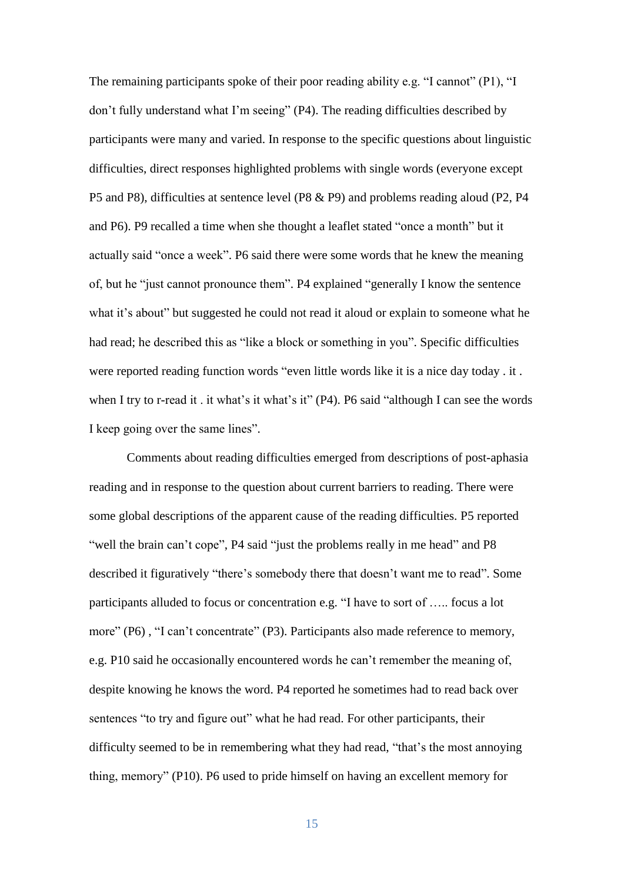The remaining participants spoke of their poor reading ability e.g. "I cannot" (P1), "I don't fully understand what I'm seeing" (P4). The reading difficulties described by participants were many and varied. In response to the specific questions about linguistic difficulties, direct responses highlighted problems with single words (everyone except P5 and P8), difficulties at sentence level (P8 & P9) and problems reading aloud (P2, P4 and P6). P9 recalled a time when she thought a leaflet stated "once a month" but it actually said "once a week". P6 said there were some words that he knew the meaning of, but he "just cannot pronounce them". P4 explained "generally I know the sentence what it's about" but suggested he could not read it aloud or explain to someone what he had read; he described this as "like a block or something in you". Specific difficulties were reported reading function words "even little words like it is a nice day today . it . when I try to r-read it . it what's it what's it" (P4). P6 said "although I can see the words I keep going over the same lines".

Comments about reading difficulties emerged from descriptions of post-aphasia reading and in response to the question about current barriers to reading. There were some global descriptions of the apparent cause of the reading difficulties. P5 reported "well the brain can't cope", P4 said "just the problems really in me head" and P8 described it figuratively "there's somebody there that doesn't want me to read". Some participants alluded to focus or concentration e.g. "I have to sort of ….. focus a lot more" (P6) , "I can't concentrate" (P3). Participants also made reference to memory, e.g. P10 said he occasionally encountered words he can't remember the meaning of, despite knowing he knows the word. P4 reported he sometimes had to read back over sentences "to try and figure out" what he had read. For other participants, their difficulty seemed to be in remembering what they had read, "that's the most annoying thing, memory" (P10). P6 used to pride himself on having an excellent memory for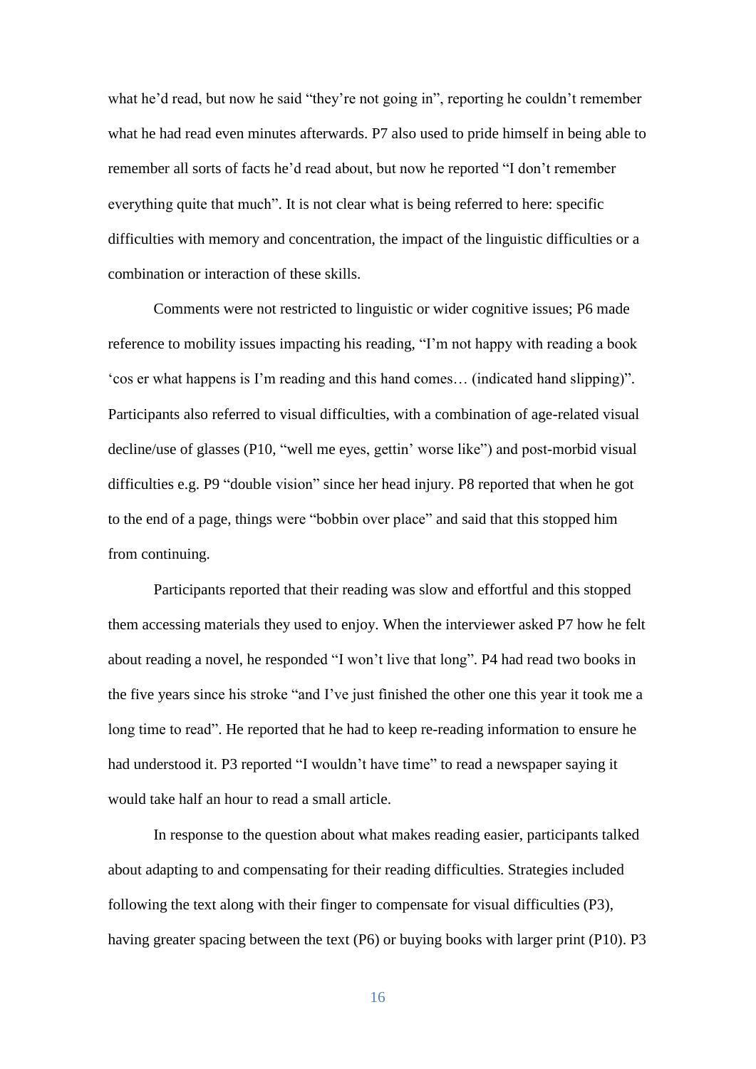what he'd read, but now he said "they're not going in", reporting he couldn't remember what he had read even minutes afterwards. P7 also used to pride himself in being able to remember all sorts of facts he'd read about, but now he reported "I don't remember everything quite that much". It is not clear what is being referred to here: specific difficulties with memory and concentration, the impact of the linguistic difficulties or a combination or interaction of these skills.

Comments were not restricted to linguistic or wider cognitive issues; P6 made reference to mobility issues impacting his reading, "I'm not happy with reading a book 'cos er what happens is I'm reading and this hand comes… (indicated hand slipping)". Participants also referred to visual difficulties, with a combination of age-related visual decline/use of glasses (P10, "well me eyes, gettin' worse like") and post-morbid visual difficulties e.g. P9 "double vision" since her head injury. P8 reported that when he got to the end of a page, things were "bobbin over place" and said that this stopped him from continuing.

Participants reported that their reading was slow and effortful and this stopped them accessing materials they used to enjoy. When the interviewer asked P7 how he felt about reading a novel, he responded "I won't live that long". P4 had read two books in the five years since his stroke "and I've just finished the other one this year it took me a long time to read". He reported that he had to keep re-reading information to ensure he had understood it. P3 reported "I wouldn't have time" to read a newspaper saying it would take half an hour to read a small article.

In response to the question about what makes reading easier, participants talked about adapting to and compensating for their reading difficulties. Strategies included following the text along with their finger to compensate for visual difficulties (P3), having greater spacing between the text (P6) or buying books with larger print (P10). P3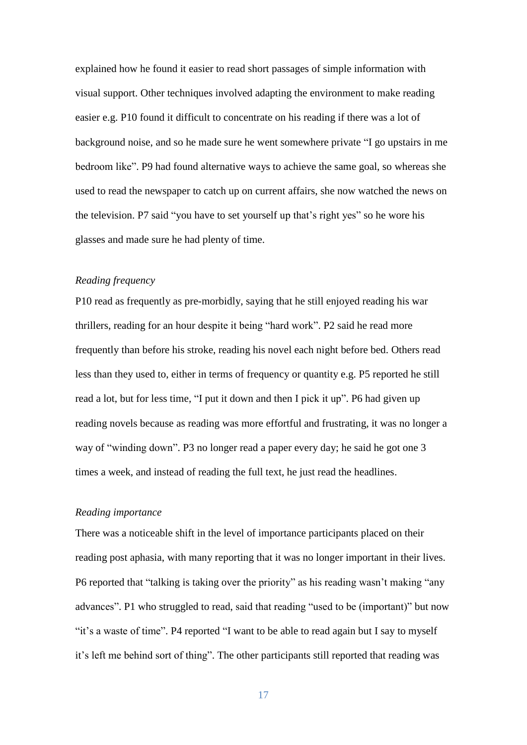explained how he found it easier to read short passages of simple information with visual support. Other techniques involved adapting the environment to make reading easier e.g. P10 found it difficult to concentrate on his reading if there was a lot of background noise, and so he made sure he went somewhere private "I go upstairs in me bedroom like". P9 had found alternative ways to achieve the same goal, so whereas she used to read the newspaper to catch up on current affairs, she now watched the news on the television. P7 said "you have to set yourself up that's right yes" so he wore his glasses and made sure he had plenty of time.

*Reading frequency*

P10 read as frequently as pre-morbidly, saying that he still enjoyed reading his war thrillers, reading for an hour despite it being "hard work". P2 said he read more frequently than before his stroke, reading his novel each night before bed. Others read less than they used to, either in terms of frequency or quantity e.g. P5 reported he still read a lot, but for less time, "I put it down and then I pick it up". P6 had given up reading novels because as reading was more effortful and frustrating, it was no longer a way of "winding down". P3 no longer read a paper every day; he said he got one 3 times a week, and instead of reading the full text, he just read the headlines.

*Reading importance*

There was a noticeable shift in the level of importance participants placed on their reading post aphasia, with many reporting that it was no longer important in their lives. P6 reported that "talking is taking over the priority" as his reading wasn't making "any advances". P1 who struggled to read, said that reading "used to be (important)" but now "it's a waste of time". P4 reported "I want to be able to read again but I say to myself it's left me behind sort of thing". The other participants still reported that reading was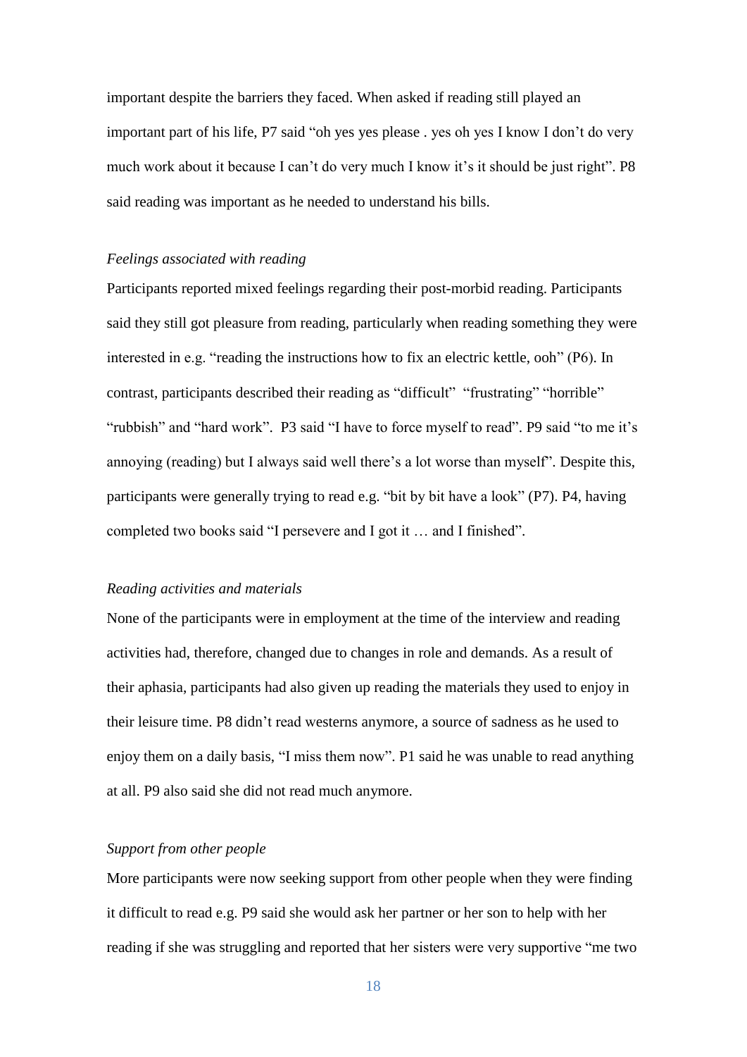important despite the barriers they faced. When asked if reading still played an important part of his life, P7 said "oh yes yes please . yes oh yes I know I don't do very much work about it because I can't do very much I know it's it should be just right". P8 said reading was important as he needed to understand his bills.

*Feelings associated with reading*

Participants reported mixed feelings regarding their post-morbid reading. Participants said they still got pleasure from reading, particularly when reading something they were interested in e.g. "reading the instructions how to fix an electric kettle, ooh" (P6). In contrast, participants described their reading as "difficult" "frustrating" "horrible" "rubbish" and "hard work". P3 said "I have to force myself to read". P9 said "to me it's annoying (reading) but I always said well there's a lot worse than myself". Despite this, participants were generally trying to read e.g. "bit by bit have a look" (P7). P4, having completed two books said "I persevere and I got it … and I finished".

*Reading activities and materials*

None of the participants were in employment at the time of the interview and reading activities had, therefore, changed due to changes in role and demands. As a result of their aphasia, participants had also given up reading the materials they used to enjoy in their leisure time. P8 didn't read westerns anymore, a source of sadness as he used to enjoy them on a daily basis, "I miss them now". P1 said he was unable to read anything at all. P9 also said she did not read much anymore.

*Support from other people*

More participants were now seeking support from other people when they were finding it difficult to read e.g. P9 said she would ask her partner or her son to help with her reading if she was struggling and reported that her sisters were very supportive "me two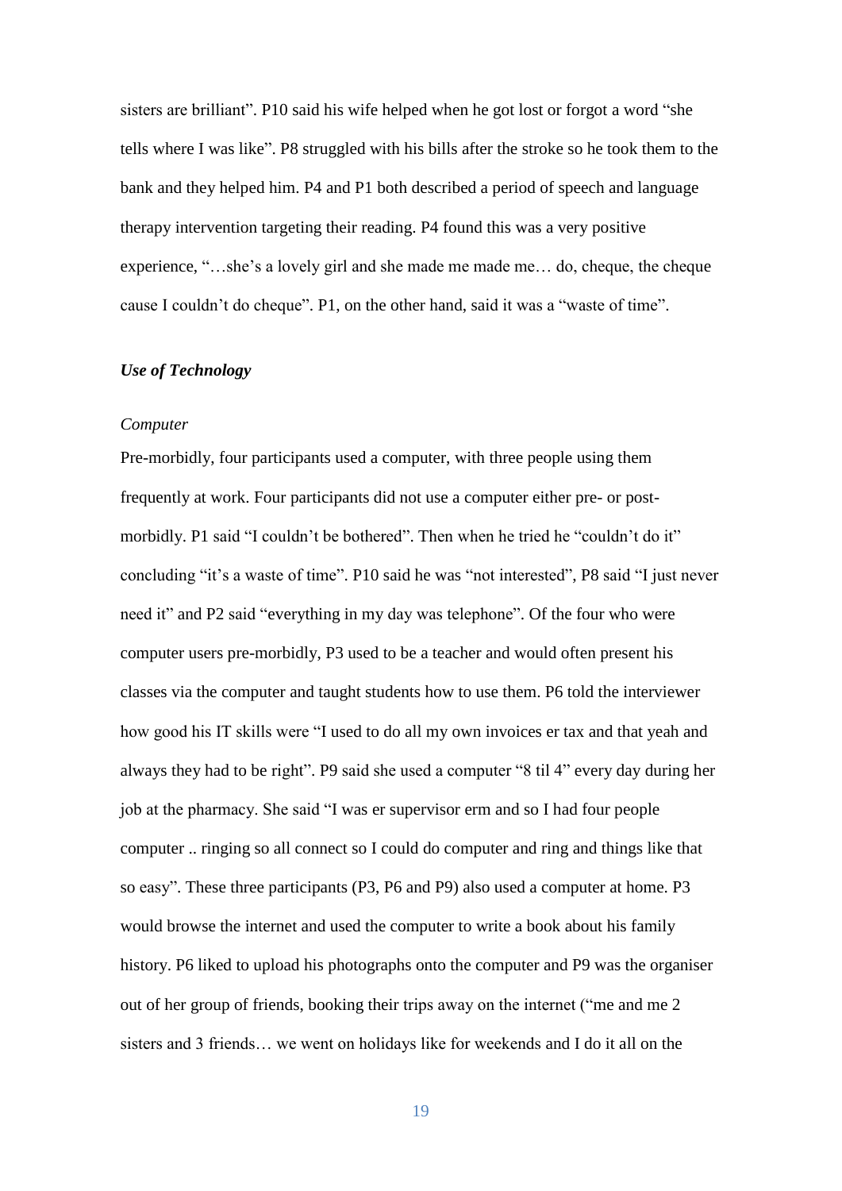sisters are brilliant". P10 said his wife helped when he got lost or forgot a word "she tells where I was like". P8 struggled with his bills after the stroke so he took them to the bank and they helped him. P4 and P1 both described a period of speech and language therapy intervention targeting their reading. P4 found this was a very positive experience, "…she's a lovely girl and she made me made me… do, cheque, the cheque cause I couldn't do cheque". P1, on the other hand, said it was a "waste of time".

### *Use of Technology*

*Computer*

Pre-morbidly, four participants used a computer, with three people using them frequently at work. Four participants did not use a computer either pre- or post-morbidly. P1 said "I couldn't be bothered". Then when he tried he "couldn't do it" concluding "it's a waste of time". P10 said he was "not interested", P8 said "I just never need it" and P2 said "everything in my day was telephone". Of the four who were computer users pre-morbidly, P3 used to be a teacher and would often present his classes via the computer and taught students how to use them. P6 told the interviewer how good his IT skills were "I used to do all my own invoices er tax and that yeah and always they had to be right". P9 said she used a computer "8 til 4" every day during her job at the pharmacy. She said "I was er supervisor erm and so I had four people computer .. ringing so all connect so I could do computer and ring and things like that so easy". These three participants (P3, P6 and P9) also used a computer at home. P3 would browse the internet and used the computer to write a book about his family history. P6 liked to upload his photographs onto the computer and P9 was the organiser out of her group of friends, booking their trips away on the internet ("me and me 2 sisters and 3 friends… we went on holidays like for weekends and I do it all on the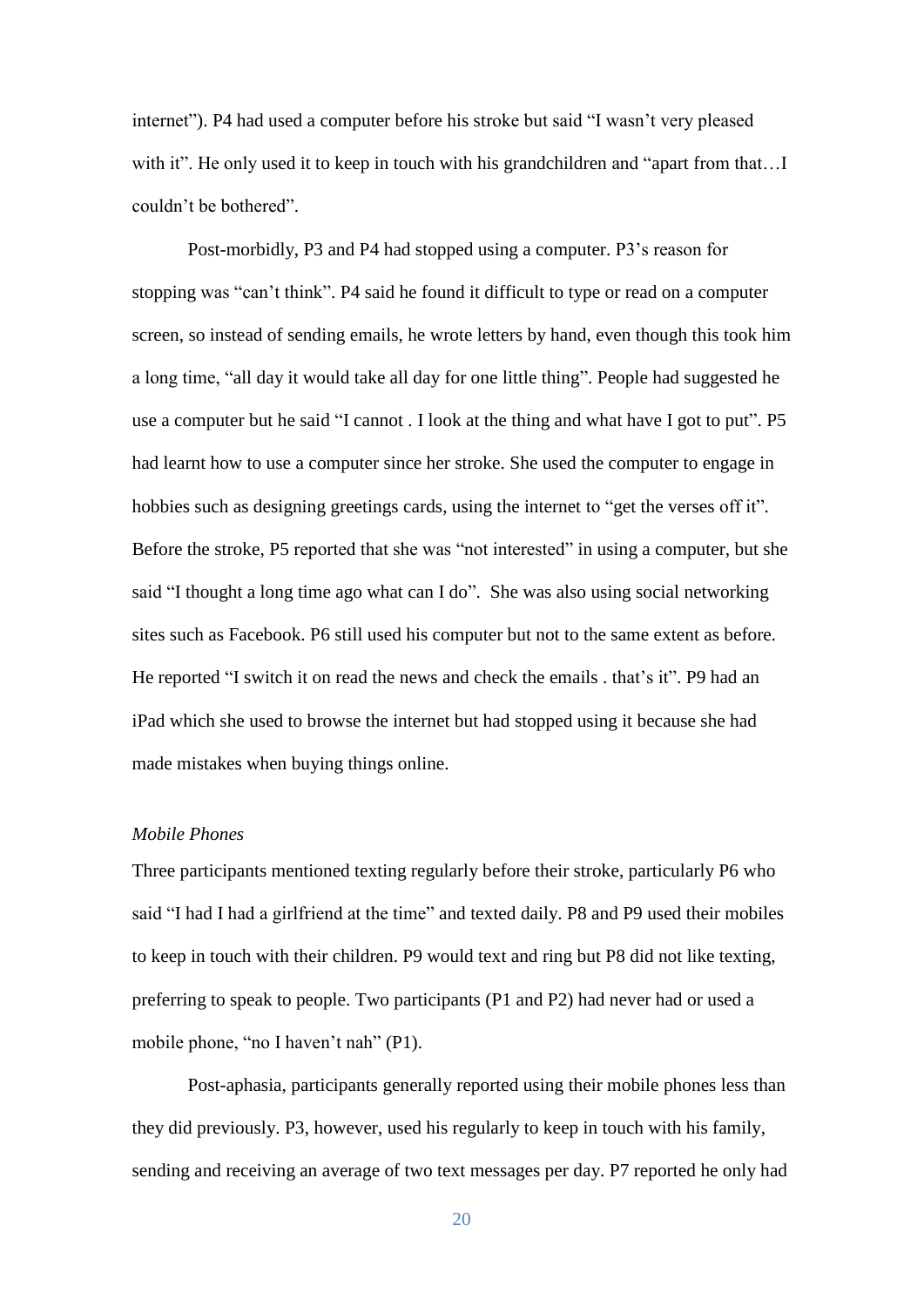internet"). P4 had used a computer before his stroke but said "I wasn't very pleased with it". He only used it to keep in touch with his grandchildren and "apart from that…I couldn't be bothered".

Post-morbidly, P3 and P4 had stopped using a computer. P3's reason for stopping was "can't think". P4 said he found it difficult to type or read on a computer screen, so instead of sending emails, he wrote letters by hand, even though this took him a long time, "all day it would take all day for one little thing". People had suggested he use a computer but he said "I cannot . I look at the thing and what have I got to put". P5 had learnt how to use a computer since her stroke. She used the computer to engage in hobbies such as designing greetings cards, using the internet to "get the verses off it". Before the stroke, P5 reported that she was "not interested" in using a computer, but she said "I thought a long time ago what can I do". She was also using social networking sites such as Facebook. P6 still used his computer but not to the same extent as before. He reported "I switch it on read the news and check the emails . that's it". P9 had an iPad which she used to browse the internet but had stopped using it because she had made mistakes when buying things online.

*Mobile Phones*

Three participants mentioned texting regularly before their stroke, particularly P6 who said "I had I had a girlfriend at the time" and texted daily. P8 and P9 used their mobiles to keep in touch with their children. P9 would text and ring but P8 did not like texting, preferring to speak to people. Two participants (P1 and P2) had never had or used a mobile phone, "no I haven't nah" (P1).

Post-aphasia, participants generally reported using their mobile phones less than they did previously. P3, however, used his regularly to keep in touch with his family, sending and receiving an average of two text messages per day. P7 reported he only had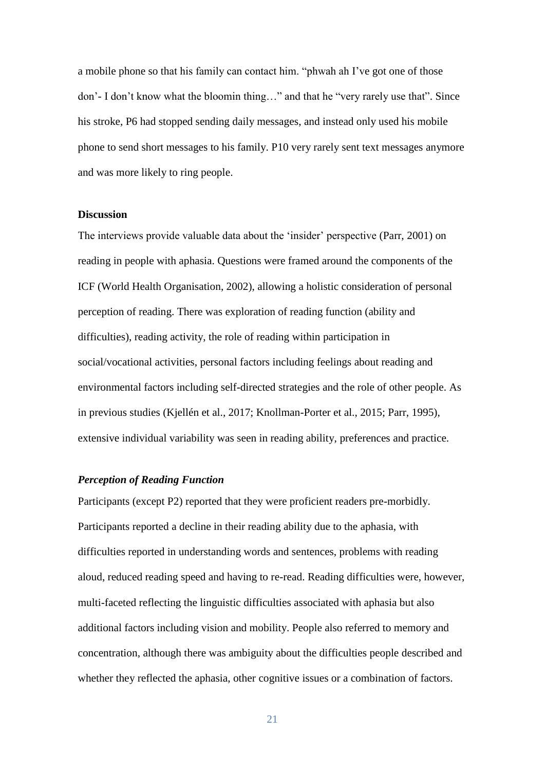a mobile phone so that his family can contact him. "phwah ah I've got one of those don'- I don't know what the bloomin thing…" and that he "very rarely use that". Since his stroke, P6 had stopped sending daily messages, and instead only used his mobile phone to send short messages to his family. P10 very rarely sent text messages anymore and was more likely to ring people.

## Discussion

The interviews provide valuable data about the 'insider' perspective (Parr, 2001) on reading in people with aphasia. Questions were framed around the components of the ICF (World Health Organisation, 2002), allowing a holistic consideration of personal perception of reading. There was exploration of reading function (ability and difficulties), reading activity, the role of reading within participation in social/vocational activities, personal factors including feelings about reading and environmental factors including self-directed strategies and the role of other people. As in previous studies (Kjellén et al., 2017; Knollman-Porter et al., 2015; Parr, 1995), extensive individual variability was seen in reading ability, preferences and practice.

### *Perception of Reading Function*

Participants (except P2) reported that they were proficient readers pre-morbidly. Participants reported a decline in their reading ability due to the aphasia, with difficulties reported in understanding words and sentences, problems with reading aloud, reduced reading speed and having to re-read. Reading difficulties were, however, multi-faceted reflecting the linguistic difficulties associated with aphasia but also additional factors including vision and mobility. People also referred to memory and concentration, although there was ambiguity about the difficulties people described and whether they reflected the aphasia, other cognitive issues or a combination of factors.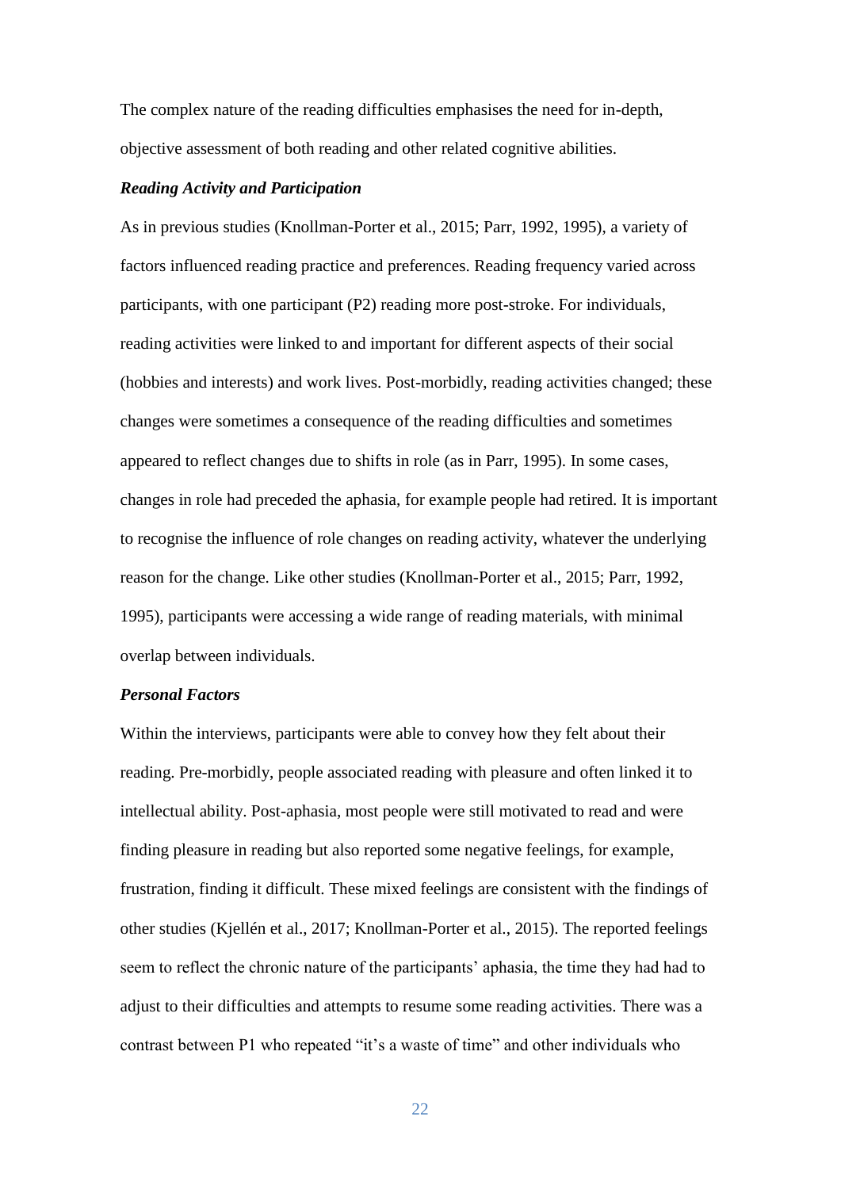The complex nature of the reading difficulties emphasises the need for in-depth, objective assessment of both reading and other related cognitive abilities.

### *Reading Activity and Participation*

As in previous studies (Knollman-Porter et al., 2015; Parr, 1992, 1995), a variety of factors influenced reading practice and preferences. Reading frequency varied across participants, with one participant (P2) reading more post-stroke. For individuals, reading activities were linked to and important for different aspects of their social (hobbies and interests) and work lives. Post-morbidly, reading activities changed; these changes were sometimes a consequence of the reading difficulties and sometimes appeared to reflect changes due to shifts in role (as in Parr, 1995). In some cases, changes in role had preceded the aphasia, for example people had retired. It is important to recognise the influence of role changes on reading activity, whatever the underlying reason for the change. Like other studies (Knollman-Porter et al., 2015; Parr, 1992, 1995), participants were accessing a wide range of reading materials, with minimal overlap between individuals.

### *Personal Factors*

Within the interviews, participants were able to convey how they felt about their reading. Pre-morbidly, people associated reading with pleasure and often linked it to intellectual ability. Post-aphasia, most people were still motivated to read and were finding pleasure in reading but also reported some negative feelings, for example, frustration, finding it difficult. These mixed feelings are consistent with the findings of other studies (Kjellén et al., 2017; Knollman-Porter et al., 2015). The reported feelings seem to reflect the chronic nature of the participants' aphasia, the time they had had to adjust to their difficulties and attempts to resume some reading activities. There was a contrast between P1 who repeated "it's a waste of time" and other individuals who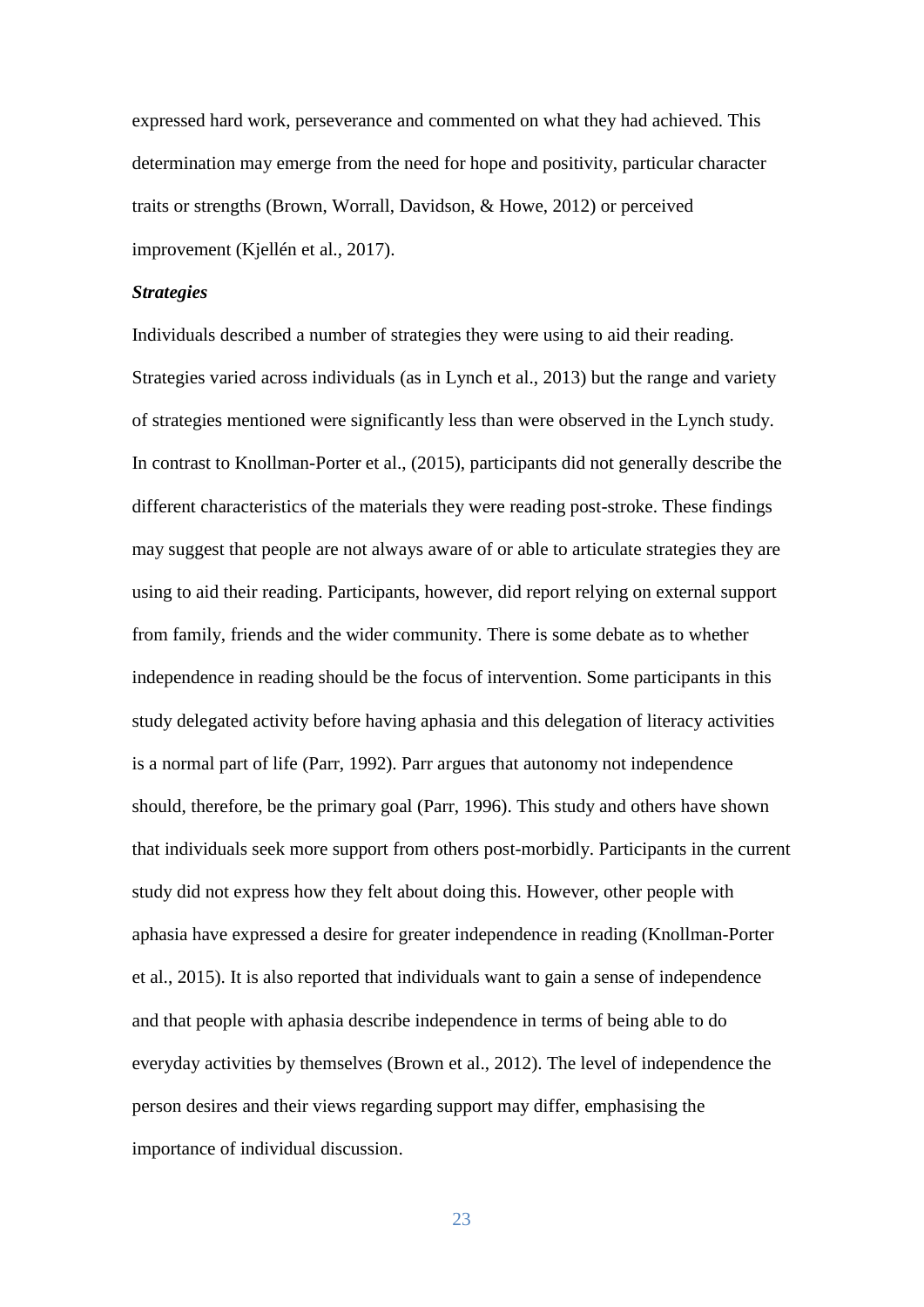expressed hard work, perseverance and commented on what they had achieved. This determination may emerge from the need for hope and positivity, particular character traits or strengths (Brown, Worrall, Davidson, & Howe, 2012) or perceived improvement (Kjellén et al., 2017).

***Strategies***

Individuals described a number of strategies they were using to aid their reading. Strategies varied across individuals (as in Lynch et al., 2013) but the range and variety of strategies mentioned were significantly less than were observed in the Lynch study. In contrast to Knollman-Porter et al., (2015), participants did not generally describe the different characteristics of the materials they were reading post-stroke. These findings may suggest that people are not always aware of or able to articulate strategies they are using to aid their reading. Participants, however, did report relying on external support from family, friends and the wider community. There is some debate as to whether independence in reading should be the focus of intervention. Some participants in this study delegated activity before having aphasia and this delegation of literacy activities is a normal part of life (Parr, 1992). Parr argues that autonomy not independence should, therefore, be the primary goal (Parr, 1996). This study and others have shown that individuals seek more support from others post-morbidly. Participants in the current study did not express how they felt about doing this. However, other people with aphasia have expressed a desire for greater independence in reading (Knollman-Porter et al., 2015). It is also reported that individuals want to gain a sense of independence and that people with aphasia describe independence in terms of being able to do everyday activities by themselves (Brown et al., 2012). The level of independence the person desires and their views regarding support may differ, emphasising the importance of individual discussion.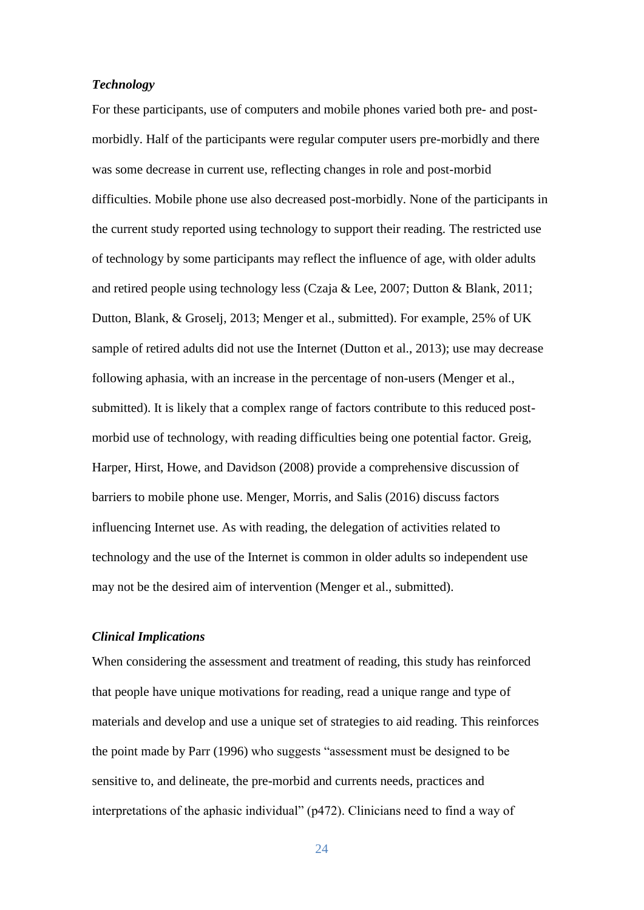### *Technology*

For these participants, use of computers and mobile phones varied both pre- and post-morbidly. Half of the participants were regular computer users pre-morbidly and there was some decrease in current use, reflecting changes in role and post-morbid difficulties. Mobile phone use also decreased post-morbidly. None of the participants in the current study reported using technology to support their reading. The restricted use of technology by some participants may reflect the influence of age, with older adults and retired people using technology less (Czaja & Lee, 2007; Dutton & Blank, 2011; Dutton, Blank, & Groselj, 2013; Menger et al., submitted). For example, 25% of UK sample of retired adults did not use the Internet (Dutton et al., 2013); use may decrease following aphasia, with an increase in the percentage of non-users (Menger et al., submitted). It is likely that a complex range of factors contribute to this reduced post-morbid use of technology, with reading difficulties being one potential factor. Greig, Harper, Hirst, Howe, and Davidson (2008) provide a comprehensive discussion of barriers to mobile phone use. Menger, Morris, and Salis (2016) discuss factors influencing Internet use. As with reading, the delegation of activities related to technology and the use of the Internet is common in older adults so independent use may not be the desired aim of intervention (Menger et al., submitted).

### *Clinical Implications*

When considering the assessment and treatment of reading, this study has reinforced that people have unique motivations for reading, read a unique range and type of materials and develop and use a unique set of strategies to aid reading. This reinforces the point made by Parr (1996) who suggests "assessment must be designed to be sensitive to, and delineate, the pre-morbid and currents needs, practices and interpretations of the aphasic individual" (p472). Clinicians need to find a way of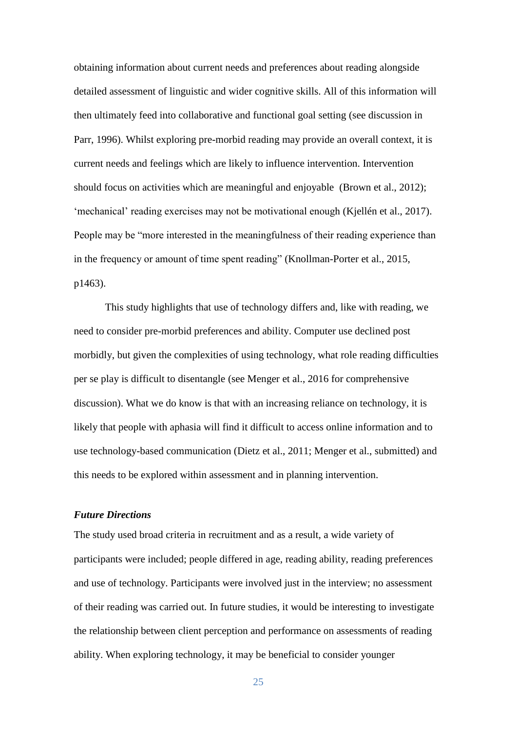obtaining information about current needs and preferences about reading alongside detailed assessment of linguistic and wider cognitive skills. All of this information will then ultimately feed into collaborative and functional goal setting (see discussion in Parr, 1996). Whilst exploring pre-morbid reading may provide an overall context, it is current needs and feelings which are likely to influence intervention. Intervention should focus on activities which are meaningful and enjoyable (Brown et al., 2012); 'mechanical' reading exercises may not be motivational enough (Kjellén et al., 2017). People may be "more interested in the meaningfulness of their reading experience than in the frequency or amount of time spent reading" (Knollman-Porter et al., 2015, p1463).

This study highlights that use of technology differs and, like with reading, we need to consider pre-morbid preferences and ability. Computer use declined post morbidly, but given the complexities of using technology, what role reading difficulties per se play is difficult to disentangle (see Menger et al., 2016 for comprehensive discussion). What we do know is that with an increasing reliance on technology, it is likely that people with aphasia will find it difficult to access online information and to use technology-based communication (Dietz et al., 2011; Menger et al., submitted) and this needs to be explored within assessment and in planning intervention.

### *Future Directions*

The study used broad criteria in recruitment and as a result, a wide variety of participants were included; people differed in age, reading ability, reading preferences and use of technology. Participants were involved just in the interview; no assessment of their reading was carried out. In future studies, it would be interesting to investigate the relationship between client perception and performance on assessments of reading ability. When exploring technology, it may be beneficial to consider younger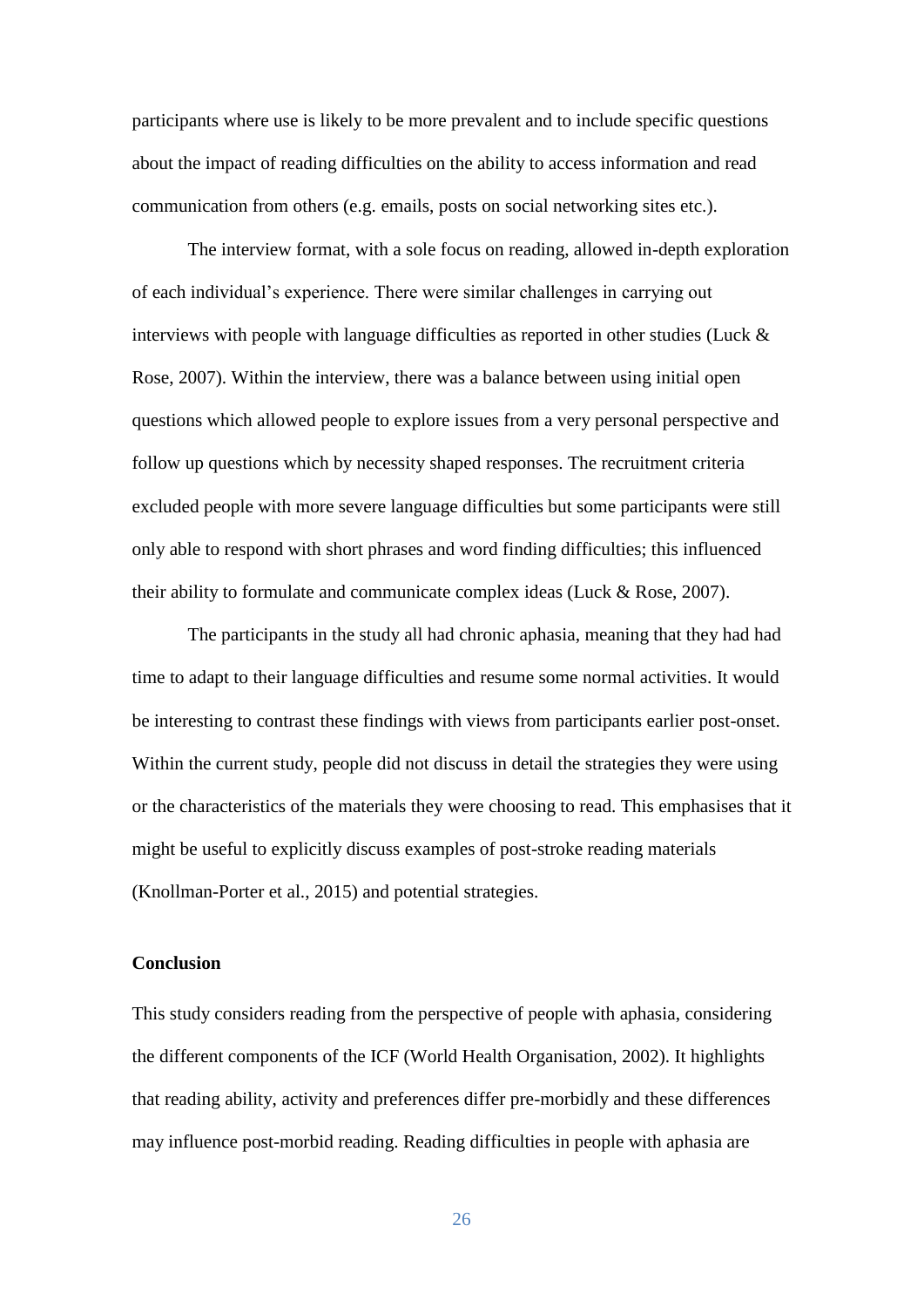participants where use is likely to be more prevalent and to include specific questions about the impact of reading difficulties on the ability to access information and read communication from others (e.g. emails, posts on social networking sites etc.).

The interview format, with a sole focus on reading, allowed in-depth exploration of each individual's experience. There were similar challenges in carrying out interviews with people with language difficulties as reported in other studies (Luck & Rose, 2007). Within the interview, there was a balance between using initial open questions which allowed people to explore issues from a very personal perspective and follow up questions which by necessity shaped responses. The recruitment criteria excluded people with more severe language difficulties but some participants were still only able to respond with short phrases and word finding difficulties; this influenced their ability to formulate and communicate complex ideas (Luck & Rose, 2007).

The participants in the study all had chronic aphasia, meaning that they had had time to adapt to their language difficulties and resume some normal activities. It would be interesting to contrast these findings with views from participants earlier post-onset. Within the current study, people did not discuss in detail the strategies they were using or the characteristics of the materials they were choosing to read. This emphasises that it might be useful to explicitly discuss examples of post-stroke reading materials (Knollman-Porter et al., 2015) and potential strategies.

## Conclusion

This study considers reading from the perspective of people with aphasia, considering the different components of the ICF (World Health Organisation, 2002). It highlights that reading ability, activity and preferences differ pre-morbidly and these differences may influence post-morbid reading. Reading difficulties in people with aphasia are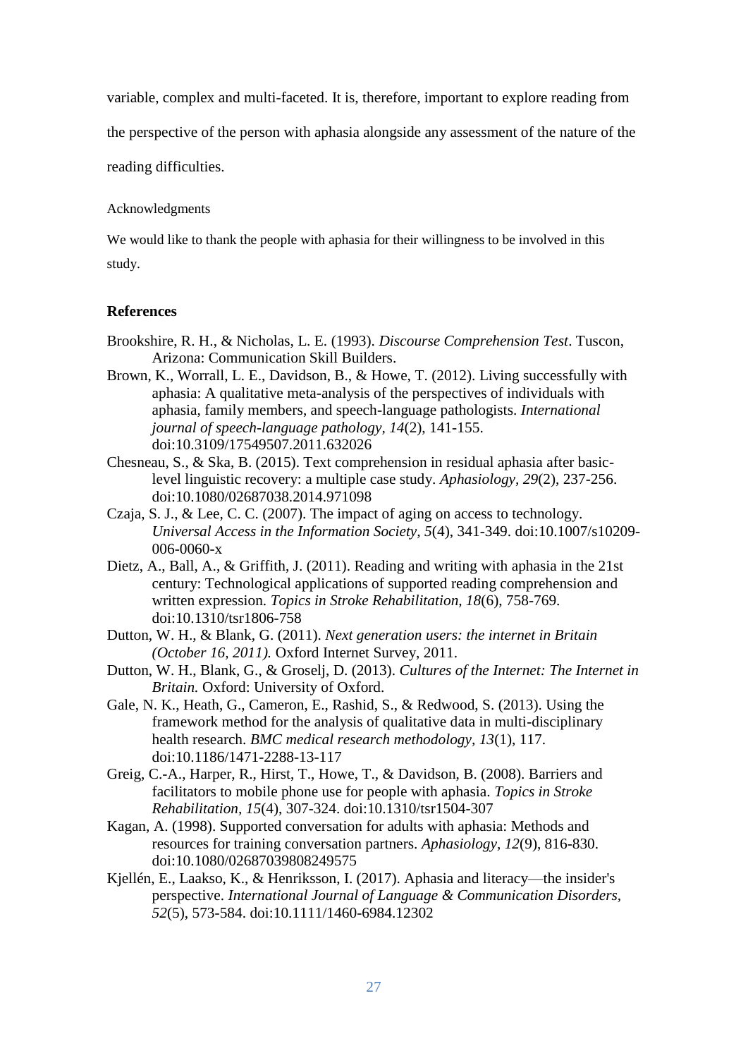variable, complex and multi-faceted. It is, therefore, important to explore reading from the perspective of the person with aphasia alongside any assessment of the nature of the reading difficulties.

Acknowledgments

We would like to thank the people with aphasia for their willingness to be involved in this study.

## References

Brookshire, R. H., & Nicholas, L. E. (1993). *Discourse Comprehension Test*. Tuscon, Arizona: Communication Skill Builders.

Brown, K., Worrall, L. E., Davidson, B., & Howe, T. (2012). Living successfully with aphasia: A qualitative meta-analysis of the perspectives of individuals with aphasia, family members, and speech-language pathologists. *International journal of speech-language pathology, 14*(2), 141-155. doi:10.3109/17549507.2011.632026

Chesneau, S., & Ska, B. (2015). Text comprehension in residual aphasia after basic-level linguistic recovery: a multiple case study. *Aphasiology, 29*(2), 237-256. doi:10.1080/02687038.2014.971098

Czaja, S. J., & Lee, C. C. (2007). The impact of aging on access to technology. *Universal Access in the Information Society, 5*(4), 341-349. doi:10.1007/s10209-006-0060-x

Dietz, A., Ball, A., & Griffith, J. (2011). Reading and writing with aphasia in the 21st century: Technological applications of supported reading comprehension and written expression. *Topics in Stroke Rehabilitation, 18*(6), 758-769. doi:10.1310/tsr1806-758

Dutton, W. H., & Blank, G. (2011). *Next generation users: the internet in Britain (October 16, 2011).* Oxford Internet Survey, 2011.

Dutton, W. H., Blank, G., & Groselj, D. (2013). *Cultures of the Internet: The Internet in Britain.* Oxford: University of Oxford.

Gale, N. K., Heath, G., Cameron, E., Rashid, S., & Redwood, S. (2013). Using the framework method for the analysis of qualitative data in multi-disciplinary health research. *BMC medical research methodology, 13*(1), 117. doi:10.1186/1471-2288-13-117

Greig, C.-A., Harper, R., Hirst, T., Howe, T., & Davidson, B. (2008). Barriers and facilitators to mobile phone use for people with aphasia. *Topics in Stroke Rehabilitation, 15*(4), 307-324. doi:10.1310/tsr1504-307

Kagan, A. (1998). Supported conversation for adults with aphasia: Methods and resources for training conversation partners. *Aphasiology, 12*(9), 816-830. doi:10.1080/02687039808249575

Kjellén, E., Laakso, K., & Henriksson, I. (2017). Aphasia and literacy—the insider's perspective. *International Journal of Language & Communication Disorders, 52*(5), 573-584. doi:10.1111/1460-6984.12302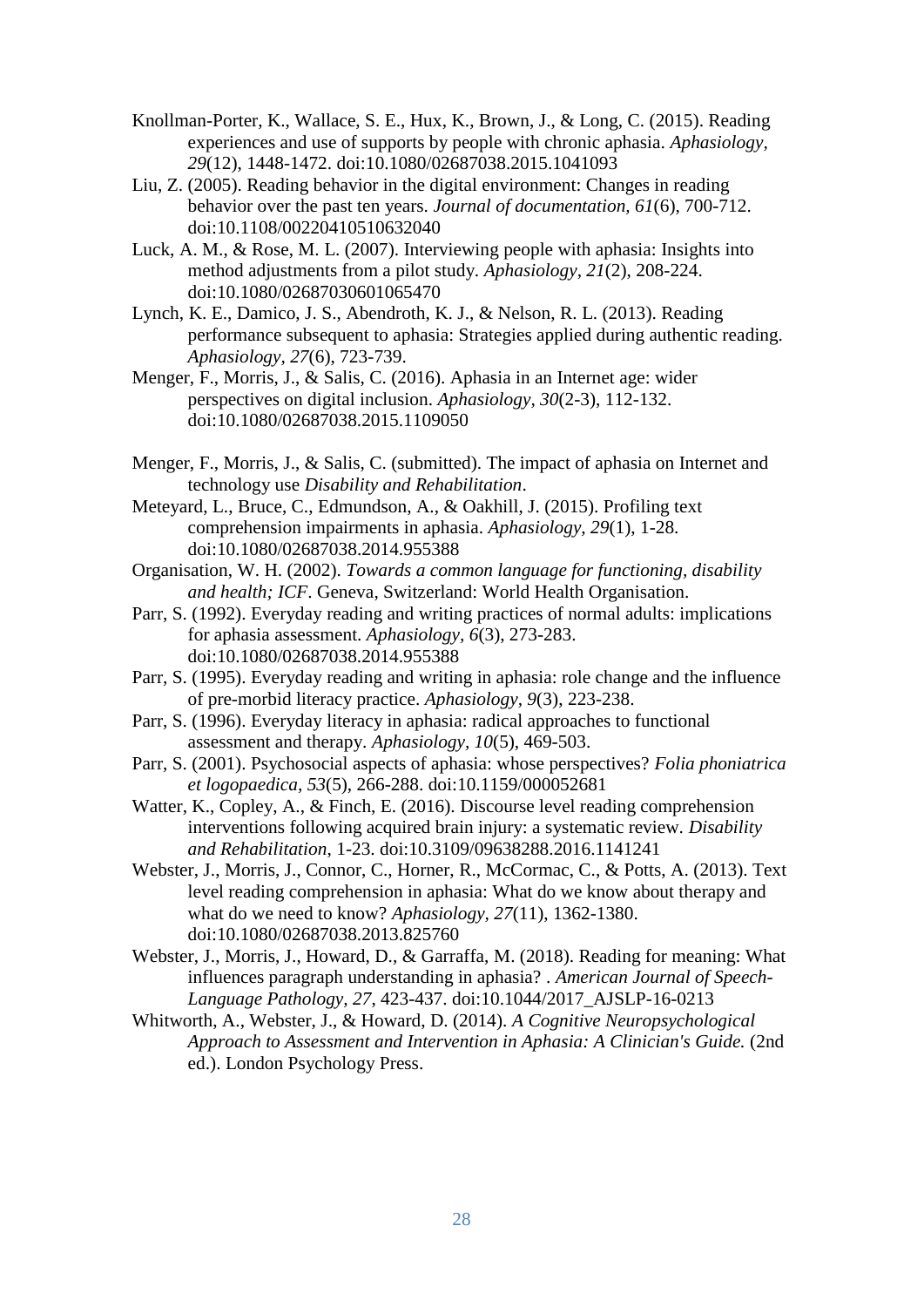Knollman-Porter, K., Wallace, S. E., Hux, K., Brown, J., & Long, C. (2015). Reading experiences and use of supports by people with chronic aphasia. *Aphasiology, 29*(12), 1448-1472. doi:10.1080/02687038.2015.1041093

Liu, Z. (2005). Reading behavior in the digital environment: Changes in reading behavior over the past ten years. *Journal of documentation, 61*(6), 700-712. doi:10.1108/00220410510632040

Luck, A. M., & Rose, M. L. (2007). Interviewing people with aphasia: Insights into method adjustments from a pilot study. *Aphasiology, 21*(2), 208-224. doi:10.1080/02687030601065470

Lynch, K. E., Damico, J. S., Abendroth, K. J., & Nelson, R. L. (2013). Reading performance subsequent to aphasia: Strategies applied during authentic reading. *Aphasiology, 27*(6), 723-739.

Menger, F., Morris, J., & Salis, C. (2016). Aphasia in an Internet age: wider perspectives on digital inclusion. *Aphasiology, 30*(2-3), 112-132. doi:10.1080/02687038.2015.1109050

Menger, F., Morris, J., & Salis, C. (submitted). The impact of aphasia on Internet and technology use *Disability and Rehabilitation*.

Meteyard, L., Bruce, C., Edmundson, A., & Oakhill, J. (2015). Profiling text comprehension impairments in aphasia. *Aphasiology, 29*(1), 1-28. doi:10.1080/02687038.2014.955388

Organisation, W. H. (2002). *Towards a common language for functioning, disability and health; ICF*. Geneva, Switzerland: World Health Organisation.

Parr, S. (1992). Everyday reading and writing practices of normal adults: implications for aphasia assessment. *Aphasiology, 6*(3), 273-283. doi:10.1080/02687038.2014.955388

Parr, S. (1995). Everyday reading and writing in aphasia: role change and the influence of pre-morbid literacy practice. *Aphasiology, 9*(3), 223-238.

Parr, S. (1996). Everyday literacy in aphasia: radical approaches to functional assessment and therapy. *Aphasiology, 10*(5), 469-503.

Parr, S. (2001). Psychosocial aspects of aphasia: whose perspectives? *Folia phoniatrica et logopaedica, 53*(5), 266-288. doi:10.1159/000052681

Watter, K., Copley, A., & Finch, E. (2016). Discourse level reading comprehension interventions following acquired brain injury: a systematic review. *Disability and Rehabilitation*, 1-23. doi:10.3109/09638288.2016.1141241

Webster, J., Morris, J., Connor, C., Horner, R., McCormac, C., & Potts, A. (2013). Text level reading comprehension in aphasia: What do we know about therapy and what do we need to know? *Aphasiology, 27*(11), 1362-1380. doi:10.1080/02687038.2013.825760

Webster, J., Morris, J., Howard, D., & Garraffa, M. (2018). Reading for meaning: What influences paragraph understanding in aphasia? . *American Journal of Speech-Language Pathology, 27*, 423-437. doi:10.1044/2017_AJSLP-16-0213

Whitworth, A., Webster, J., & Howard, D. (2014). *A Cognitive Neuropsychological Approach to Assessment and Intervention in Aphasia: A Clinician's Guide.* (2nd ed.). London Psychology Press.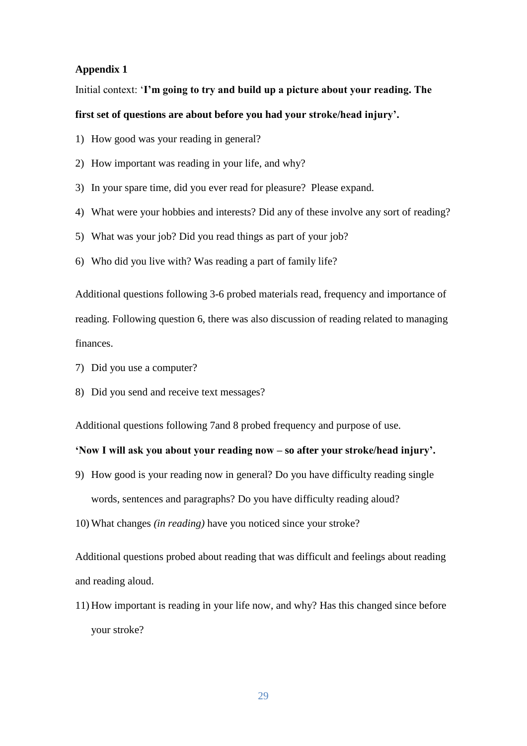## Appendix 1

Initial context: '**I'm going to try and build up a picture about your reading. The first set of questions are about before you had your stroke/head injury'.**

1) How good was your reading in general?
2) How important was reading in your life, and why?
3) In your spare time, did you ever read for pleasure? Please expand.
4) What were your hobbies and interests? Did any of these involve any sort of reading?
5) What was your job? Did you read things as part of your job?
6) Who did you live with? Was reading a part of family life?

Additional questions following 3-6 probed materials read, frequency and importance of reading. Following question 6, there was also discussion of reading related to managing finances.

7) Did you use a computer?
8) Did you send and receive text messages?

Additional questions following 7and 8 probed frequency and purpose of use.

**'Now I will ask you about your reading now – so after your stroke/head injury'.**

9) How good is your reading now in general? Do you have difficulty reading single words, sentences and paragraphs? Do you have difficulty reading aloud?
10) What changes *(in reading)* have you noticed since your stroke?

Additional questions probed about reading that was difficult and feelings about reading and reading aloud.

11) How important is reading in your life now, and why? Has this changed since before your stroke?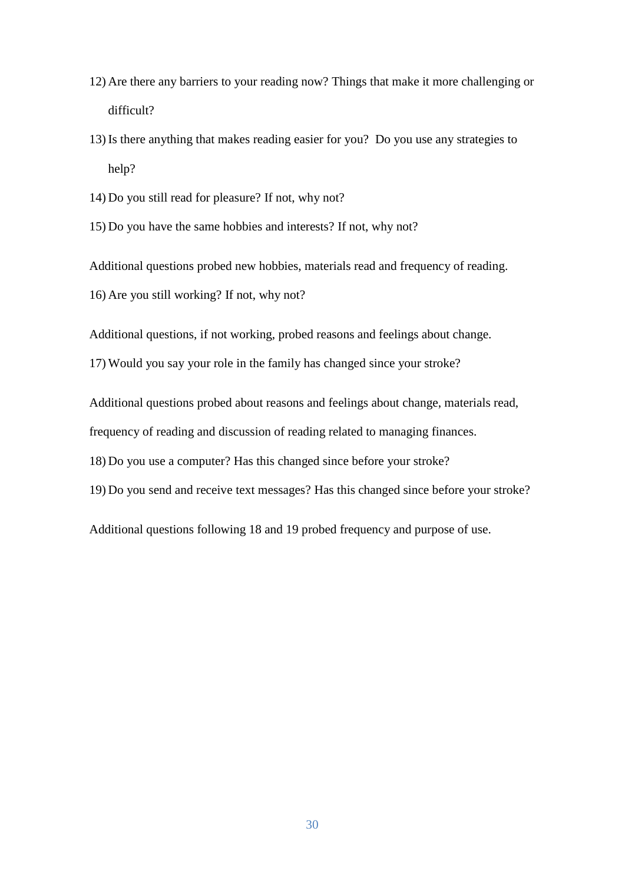12) Are there any barriers to your reading now? Things that make it more challenging or difficult?
13) Is there anything that makes reading easier for you? Do you use any strategies to help?
14) Do you still read for pleasure? If not, why not?
15) Do you have the same hobbies and interests? If not, why not?

Additional questions probed new hobbies, materials read and frequency of reading.

16) Are you still working? If not, why not?

Additional questions, if not working, probed reasons and feelings about change.

17) Would you say your role in the family has changed since your stroke?

Additional questions probed about reasons and feelings about change, materials read, frequency of reading and discussion of reading related to managing finances.

18) Do you use a computer? Has this changed since before your stroke?
19) Do you send and receive text messages? Has this changed since before your stroke?

Additional questions following 18 and 19 probed frequency and purpose of use.